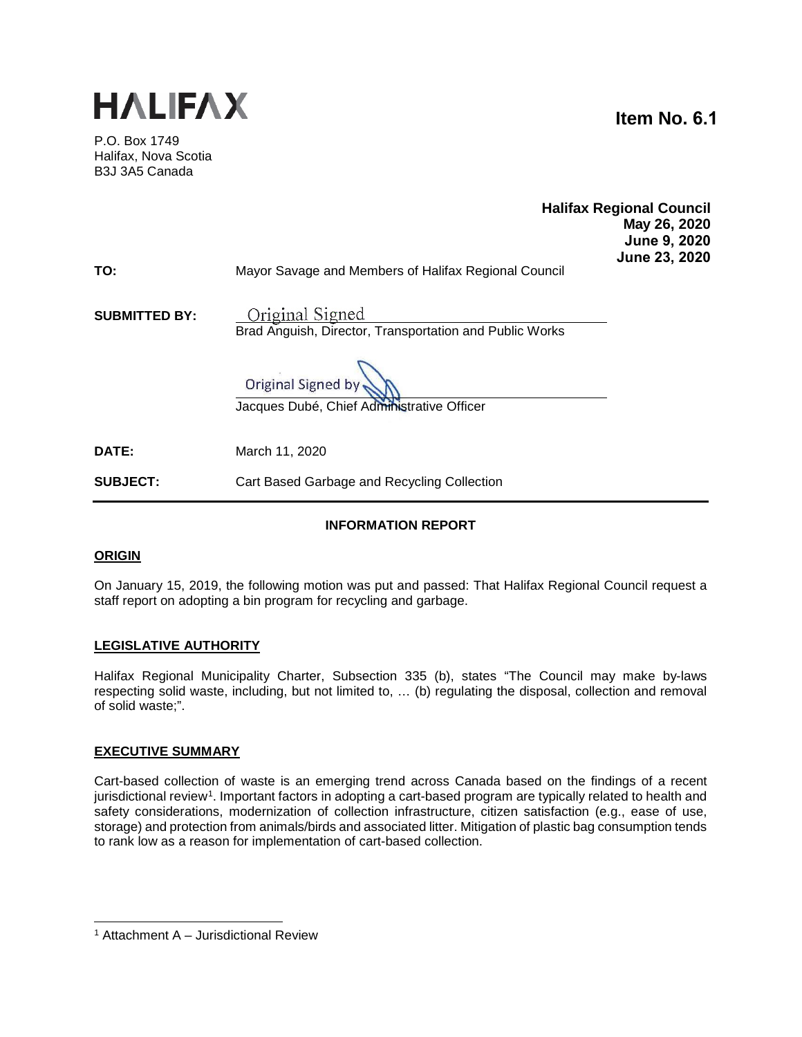# HALIFAX

P.O. Box 1749
Halifax, Nova Scotia
B3J 3A5 Canada

**Item No. 6.1**

**Halifax Regional Council**
**May 26, 2020**
**June 9, 2020**
**June 23, 2020**

**TO:** Mayor Savage and Members of Halifax Regional Council

**SUBMITTED BY:** Original Signed
Brad Anguish, Director, Transportation and Public Works

Original Signed by
Jacques Dubé, Chief Administrative Officer

**DATE:** March 11, 2020

**SUBJECT:** Cart Based Garbage and Recycling Collection

**INFORMATION REPORT**

## ORIGIN

On January 15, 2019, the following motion was put and passed: That Halifax Regional Council request a staff report on adopting a bin program for recycling and garbage.

## LEGISLATIVE AUTHORITY

Halifax Regional Municipality Charter, Subsection 335 (b), states "The Council may make by-laws respecting solid waste, including, but not limited to, … (b) regulating the disposal, collection and removal of solid waste;".

## EXECUTIVE SUMMARY

Cart-based collection of waste is an emerging trend across Canada based on the findings of a recent jurisdictional review[1]. Important factors in adopting a cart-based program are typically related to health and safety considerations, modernization of collection infrastructure, citizen satisfaction (e.g., ease of use, storage) and protection from animals/birds and associated litter. Mitigation of plastic bag consumption tends to rank low as a reason for implementation of cart-based collection.

[1] Attachment A – Jurisdictional Review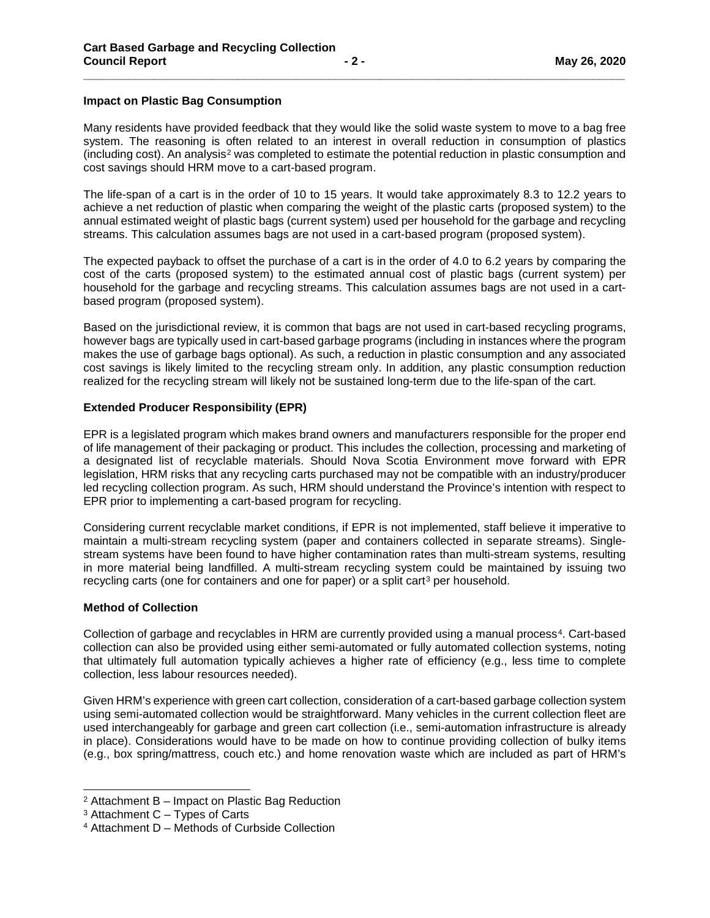### Impact on Plastic Bag Consumption

Many residents have provided feedback that they would like the solid waste system to move to a bag free system. The reasoning is often related to an interest in overall reduction in consumption of plastics (including cost). An analysis[2] was completed to estimate the potential reduction in plastic consumption and cost savings should HRM move to a cart-based program.

The life-span of a cart is in the order of 10 to 15 years. It would take approximately 8.3 to 12.2 years to achieve a net reduction of plastic when comparing the weight of the plastic carts (proposed system) to the annual estimated weight of plastic bags (current system) used per household for the garbage and recycling streams. This calculation assumes bags are not used in a cart-based program (proposed system).

The expected payback to offset the purchase of a cart is in the order of 4.0 to 6.2 years by comparing the cost of the carts (proposed system) to the estimated annual cost of plastic bags (current system) per household for the garbage and recycling streams. This calculation assumes bags are not used in a cart-based program (proposed system).

Based on the jurisdictional review, it is common that bags are not used in cart-based recycling programs, however bags are typically used in cart-based garbage programs (including in instances where the program makes the use of garbage bags optional). As such, a reduction in plastic consumption and any associated cost savings is likely limited to the recycling stream only. In addition, any plastic consumption reduction realized for the recycling stream will likely not be sustained long-term due to the life-span of the cart.

### Extended Producer Responsibility (EPR)

EPR is a legislated program which makes brand owners and manufacturers responsible for the proper end of life management of their packaging or product. This includes the collection, processing and marketing of a designated list of recyclable materials. Should Nova Scotia Environment move forward with EPR legislation, HRM risks that any recycling carts purchased may not be compatible with an industry/producer led recycling collection program. As such, HRM should understand the Province's intention with respect to EPR prior to implementing a cart-based program for recycling.

Considering current recyclable market conditions, if EPR is not implemented, staff believe it imperative to maintain a multi-stream recycling system (paper and containers collected in separate streams). Single-stream systems have been found to have higher contamination rates than multi-stream systems, resulting in more material being landfilled. A multi-stream recycling system could be maintained by issuing two recycling carts (one for containers and one for paper) or a split cart[3] per household.

### Method of Collection

Collection of garbage and recyclables in HRM are currently provided using a manual process[4]. Cart-based collection can also be provided using either semi-automated or fully automated collection systems, noting that ultimately full automation typically achieves a higher rate of efficiency (e.g., less time to complete collection, less labour resources needed).

Given HRM's experience with green cart collection, consideration of a cart-based garbage collection system using semi-automated collection would be straightforward. Many vehicles in the current collection fleet are used interchangeably for garbage and green cart collection (i.e., semi-automation infrastructure is already in place). Considerations would have to be made on how to continue providing collection of bulky items (e.g., box spring/mattress, couch etc.) and home renovation waste which are included as part of HRM's

---

[2] Attachment B – Impact on Plastic Bag Reduction

[3] Attachment C – Types of Carts

[4] Attachment D – Methods of Curbside Collection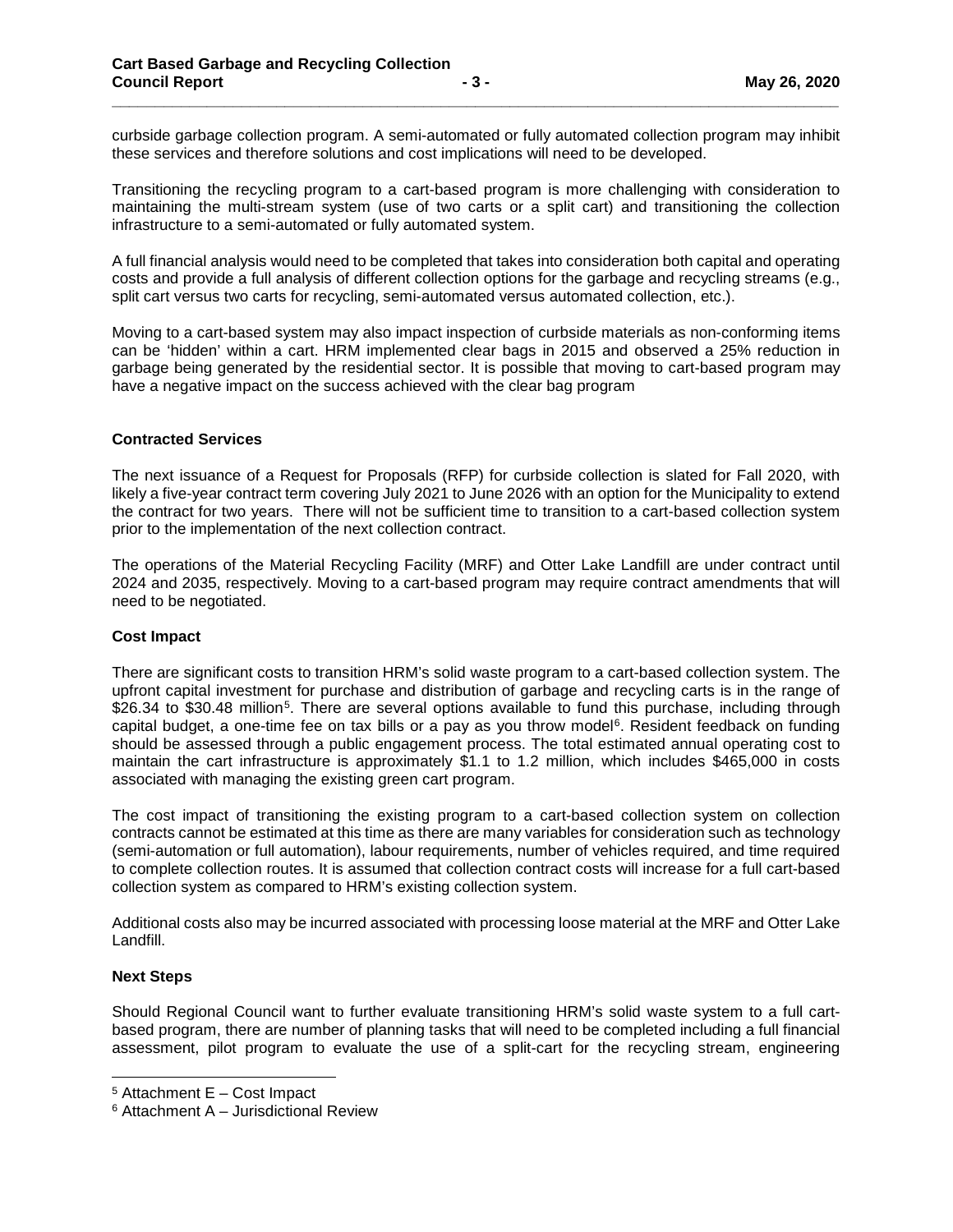curbside garbage collection program. A semi-automated or fully automated collection program may inhibit these services and therefore solutions and cost implications will need to be developed.

Transitioning the recycling program to a cart-based program is more challenging with consideration to maintaining the multi-stream system (use of two carts or a split cart) and transitioning the collection infrastructure to a semi-automated or fully automated system.

A full financial analysis would need to be completed that takes into consideration both capital and operating costs and provide a full analysis of different collection options for the garbage and recycling streams (e.g., split cart versus two carts for recycling, semi-automated versus automated collection, etc.).

Moving to a cart-based system may also impact inspection of curbside materials as non-conforming items can be 'hidden' within a cart. HRM implemented clear bags in 2015 and observed a 25% reduction in garbage being generated by the residential sector. It is possible that moving to cart-based program may have a negative impact on the success achieved with the clear bag program

**Contracted Services**

The next issuance of a Request for Proposals (RFP) for curbside collection is slated for Fall 2020, with likely a five-year contract term covering July 2021 to June 2026 with an option for the Municipality to extend the contract for two years. There will not be sufficient time to transition to a cart-based collection system prior to the implementation of the next collection contract.

The operations of the Material Recycling Facility (MRF) and Otter Lake Landfill are under contract until 2024 and 2035, respectively. Moving to a cart-based program may require contract amendments that will need to be negotiated.

**Cost Impact**

There are significant costs to transition HRM's solid waste program to a cart-based collection system. The upfront capital investment for purchase and distribution of garbage and recycling carts is in the range of $26.34 to $30.48 million[5]. There are several options available to fund this purchase, including through capital budget, a one-time fee on tax bills or a pay as you throw model[6]. Resident feedback on funding should be assessed through a public engagement process. The total estimated annual operating cost to maintain the cart infrastructure is approximately $1.1 to 1.2 million, which includes $465,000 in costs associated with managing the existing green cart program.

The cost impact of transitioning the existing program to a cart-based collection system on collection contracts cannot be estimated at this time as there are many variables for consideration such as technology (semi-automation or full automation), labour requirements, number of vehicles required, and time required to complete collection routes. It is assumed that collection contract costs will increase for a full cart-based collection system as compared to HRM's existing collection system.

Additional costs also may be incurred associated with processing loose material at the MRF and Otter Lake Landfill.

**Next Steps**

Should Regional Council want to further evaluate transitioning HRM's solid waste system to a full cart-based program, there are number of planning tasks that will need to be completed including a full financial assessment, pilot program to evaluate the use of a split-cart for the recycling stream, engineering

[5] Attachment E – Cost Impact

[6] Attachment A – Jurisdictional Review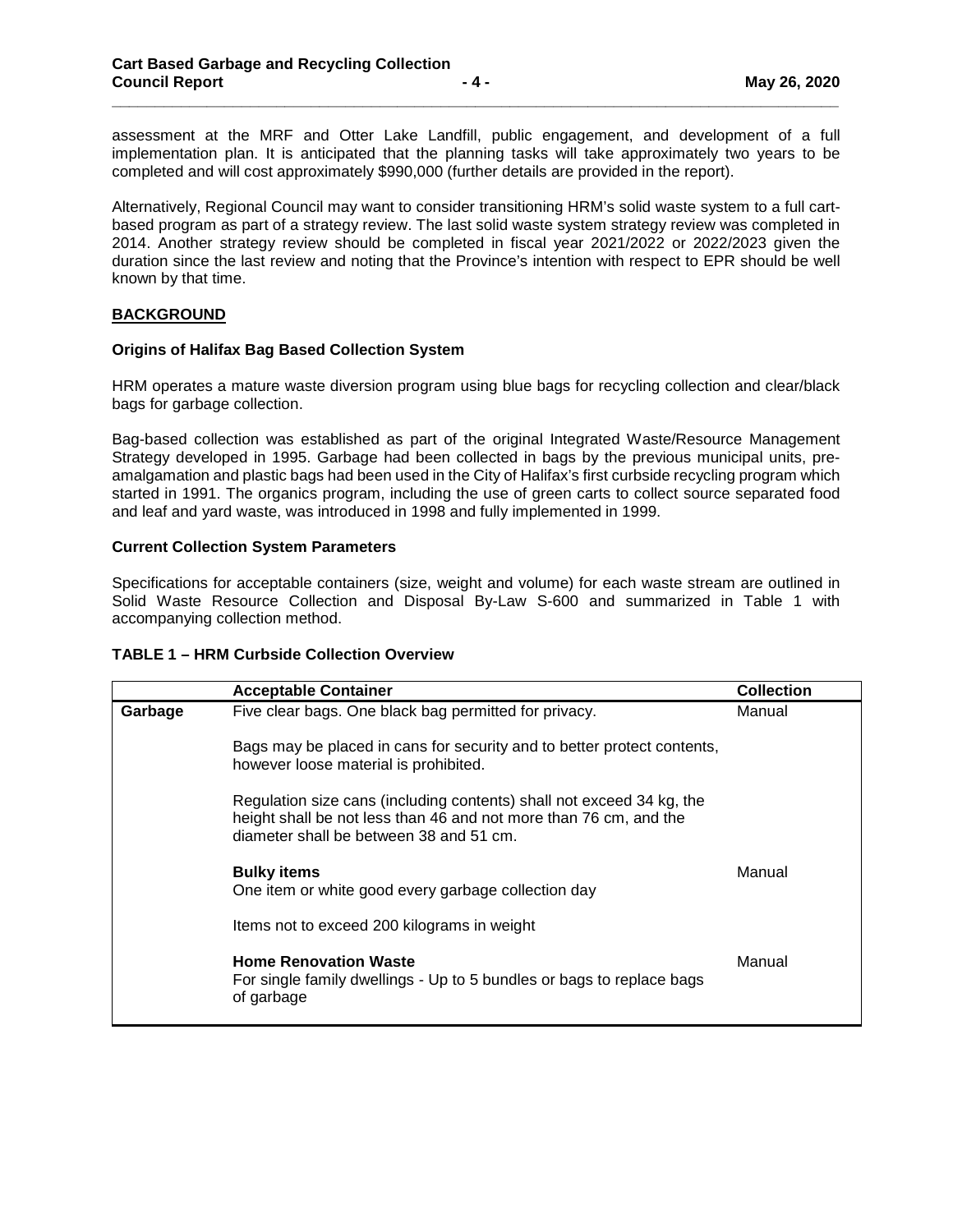assessment at the MRF and Otter Lake Landfill, public engagement, and development of a full implementation plan. It is anticipated that the planning tasks will take approximately two years to be completed and will cost approximately $990,000 (further details are provided in the report).

Alternatively, Regional Council may want to consider transitioning HRM's solid waste system to a full cart-based program as part of a strategy review. The last solid waste system strategy review was completed in 2014. Another strategy review should be completed in fiscal year 2021/2022 or 2022/2023 given the duration since the last review and noting that the Province's intention with respect to EPR should be well known by that time.

## BACKGROUND

### Origins of Halifax Bag Based Collection System

HRM operates a mature waste diversion program using blue bags for recycling collection and clear/black bags for garbage collection.

Bag-based collection was established as part of the original Integrated Waste/Resource Management Strategy developed in 1995. Garbage had been collected in bags by the previous municipal units, pre-amalgamation and plastic bags had been used in the City of Halifax's first curbside recycling program which started in 1991. The organics program, including the use of green carts to collect source separated food and leaf and yard waste, was introduced in 1998 and fully implemented in 1999.

### Current Collection System Parameters

Specifications for acceptable containers (size, weight and volume) for each waste stream are outlined in Solid Waste Resource Collection and Disposal By-Law S-600 and summarized in Table 1 with accompanying collection method.

**TABLE 1 – HRM Curbside Collection Overview**

| | Acceptable Container | Collection |
|---|---|---|
| **Garbage** | Five clear bags. One black bag permitted for privacy.<br><br>Bags may be placed in cans for security and to better protect contents, however loose material is prohibited.<br><br>Regulation size cans (including contents) shall not exceed 34 kg, the height shall be not less than 46 and not more than 76 cm, and the diameter shall be between 38 and 51 cm. | Manual |
| | **Bulky items**<br>One item or white good every garbage collection day<br><br>Items not to exceed 200 kilograms in weight | Manual |
| | **Home Renovation Waste**<br>For single family dwellings - Up to 5 bundles or bags to replace bags of garbage | Manual |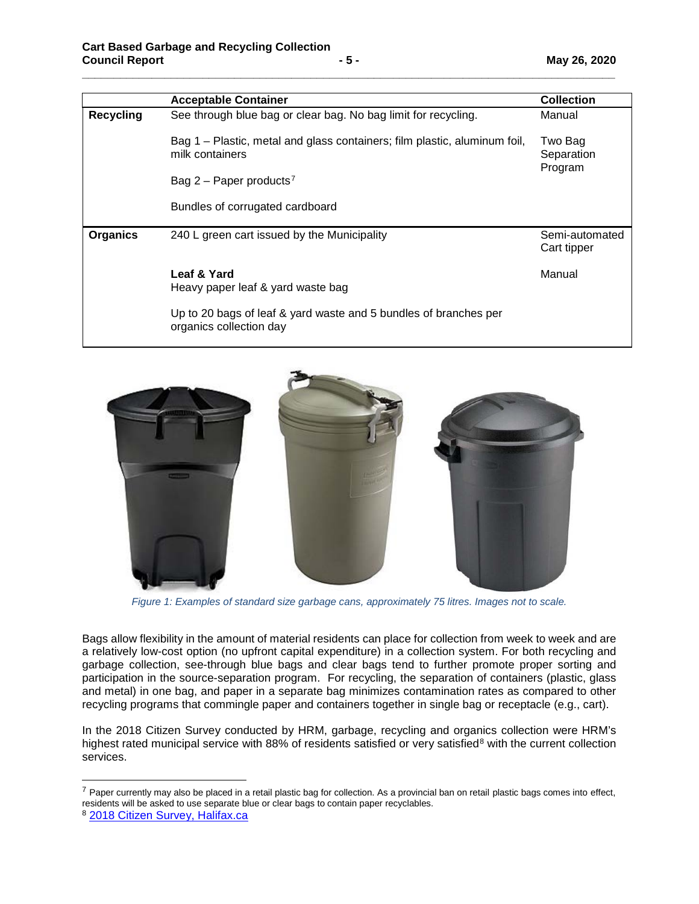| | Acceptable Container | Collection |
|---|---|---|
| **Recycling** | See through blue bag or clear bag. No bag limit for recycling. | Manual |
| | Bag 1 – Plastic, metal and glass containers; film plastic, aluminum foil, milk containers | Two Bag Separation Program |
| | Bag 2 – Paper products[7] | |
| | Bundles of corrugated cardboard | |
| **Organics** | 240 L green cart issued by the Municipality | Semi-automated Cart tipper |
| | **Leaf & Yard**<br>Heavy paper leaf & yard waste bag | Manual |
| | Up to 20 bags of leaf & yard waste and 5 bundles of branches per organics collection day | |

*Figure 1: Examples of standard size garbage cans, approximately 75 litres. Images not to scale.*

Bags allow flexibility in the amount of material residents can place for collection from week to week and are a relatively low-cost option (no upfront capital expenditure) in a collection system. For both recycling and garbage collection, see-through blue bags and clear bags tend to further promote proper sorting and participation in the source-separation program. For recycling, the separation of containers (plastic, glass and metal) in one bag, and paper in a separate bag minimizes contamination rates as compared to other recycling programs that commingle paper and containers together in single bag or receptacle (e.g., cart).

In the 2018 Citizen Survey conducted by HRM, garbage, recycling and organics collection were HRM's highest rated municipal service with 88% of residents satisfied or very satisfied[8] with the current collection services.

---

[7] Paper currently may also be placed in a retail plastic bag for collection. As a provincial ban on retail plastic bags comes into effect, residents will be asked to use separate blue or clear bags to contain paper recyclables.

[8] 2018 Citizen Survey, Halifax.ca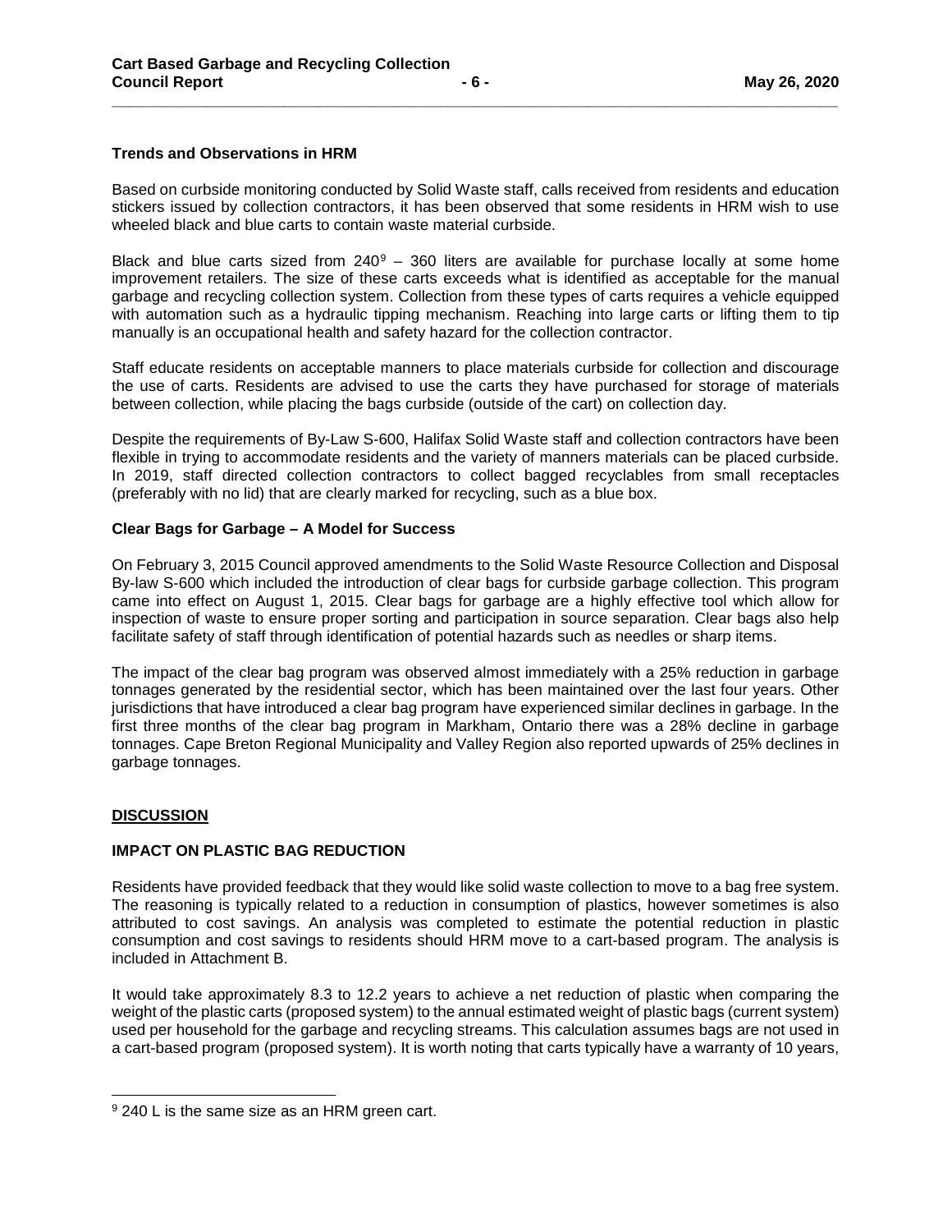**Trends and Observations in HRM**

Based on curbside monitoring conducted by Solid Waste staff, calls received from residents and education stickers issued by collection contractors, it has been observed that some residents in HRM wish to use wheeled black and blue carts to contain waste material curbside.

Black and blue carts sized from 240[9] – 360 liters are available for purchase locally at some home improvement retailers. The size of these carts exceeds what is identified as acceptable for the manual garbage and recycling collection system. Collection from these types of carts requires a vehicle equipped with automation such as a hydraulic tipping mechanism. Reaching into large carts or lifting them to tip manually is an occupational health and safety hazard for the collection contractor.

Staff educate residents on acceptable manners to place materials curbside for collection and discourage the use of carts. Residents are advised to use the carts they have purchased for storage of materials between collection, while placing the bags curbside (outside of the cart) on collection day.

Despite the requirements of By-Law S-600, Halifax Solid Waste staff and collection contractors have been flexible in trying to accommodate residents and the variety of manners materials can be placed curbside. In 2019, staff directed collection contractors to collect bagged recyclables from small receptacles (preferably with no lid) that are clearly marked for recycling, such as a blue box.

**Clear Bags for Garbage – A Model for Success**

On February 3, 2015 Council approved amendments to the Solid Waste Resource Collection and Disposal By-law S-600 which included the introduction of clear bags for curbside garbage collection. This program came into effect on August 1, 2015. Clear bags for garbage are a highly effective tool which allow for inspection of waste to ensure proper sorting and participation in source separation. Clear bags also help facilitate safety of staff through identification of potential hazards such as needles or sharp items.

The impact of the clear bag program was observed almost immediately with a 25% reduction in garbage tonnages generated by the residential sector, which has been maintained over the last four years. Other jurisdictions that have introduced a clear bag program have experienced similar declines in garbage. In the first three months of the clear bag program in Markham, Ontario there was a 28% decline in garbage tonnages. Cape Breton Regional Municipality and Valley Region also reported upwards of 25% declines in garbage tonnages.

## DISCUSSION

**IMPACT ON PLASTIC BAG REDUCTION**

Residents have provided feedback that they would like solid waste collection to move to a bag free system. The reasoning is typically related to a reduction in consumption of plastics, however sometimes is also attributed to cost savings. An analysis was completed to estimate the potential reduction in plastic consumption and cost savings to residents should HRM move to a cart-based program. The analysis is included in Attachment B.

It would take approximately 8.3 to 12.2 years to achieve a net reduction of plastic when comparing the weight of the plastic carts (proposed system) to the annual estimated weight of plastic bags (current system) used per household for the garbage and recycling streams. This calculation assumes bags are not used in a cart-based program (proposed system). It is worth noting that carts typically have a warranty of 10 years,

[9] 240 L is the same size as an HRM green cart.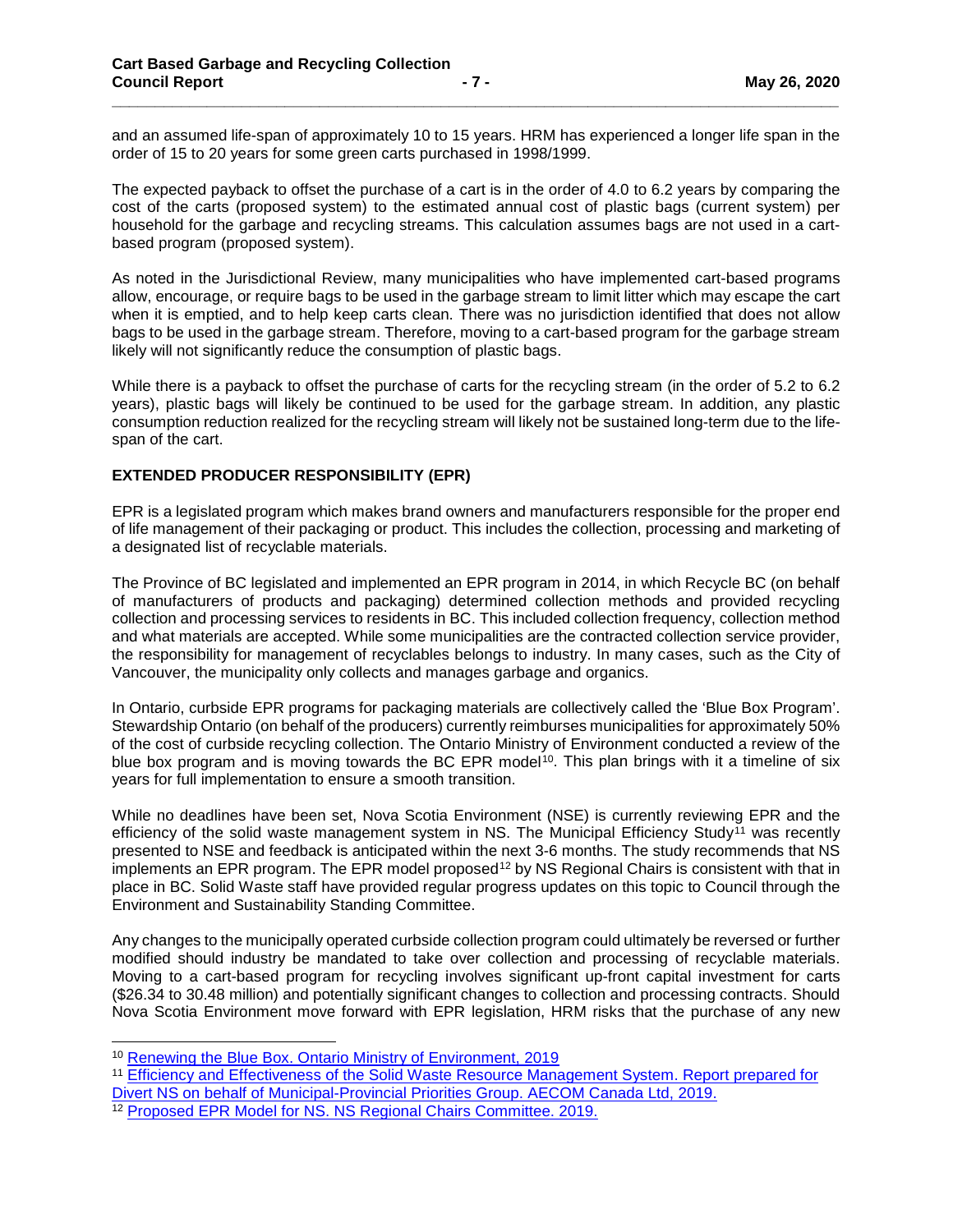and an assumed life-span of approximately 10 to 15 years. HRM has experienced a longer life span in the order of 15 to 20 years for some green carts purchased in 1998/1999.

The expected payback to offset the purchase of a cart is in the order of 4.0 to 6.2 years by comparing the cost of the carts (proposed system) to the estimated annual cost of plastic bags (current system) per household for the garbage and recycling streams. This calculation assumes bags are not used in a cart-based program (proposed system).

As noted in the Jurisdictional Review, many municipalities who have implemented cart-based programs allow, encourage, or require bags to be used in the garbage stream to limit litter which may escape the cart when it is emptied, and to help keep carts clean. There was no jurisdiction identified that does not allow bags to be used in the garbage stream. Therefore, moving to a cart-based program for the garbage stream likely will not significantly reduce the consumption of plastic bags.

While there is a payback to offset the purchase of carts for the recycling stream (in the order of 5.2 to 6.2 years), plastic bags will likely be continued to be used for the garbage stream. In addition, any plastic consumption reduction realized for the recycling stream will likely not be sustained long-term due to the life-span of the cart.

**EXTENDED PRODUCER RESPONSIBILITY (EPR)**

EPR is a legislated program which makes brand owners and manufacturers responsible for the proper end of life management of their packaging or product. This includes the collection, processing and marketing of a designated list of recyclable materials.

The Province of BC legislated and implemented an EPR program in 2014, in which Recycle BC (on behalf of manufacturers of products and packaging) determined collection methods and provided recycling collection and processing services to residents in BC. This included collection frequency, collection method and what materials are accepted. While some municipalities are the contracted collection service provider, the responsibility for management of recyclables belongs to industry. In many cases, such as the City of Vancouver, the municipality only collects and manages garbage and organics.

In Ontario, curbside EPR programs for packaging materials are collectively called the 'Blue Box Program'. Stewardship Ontario (on behalf of the producers) currently reimburses municipalities for approximately 50% of the cost of curbside recycling collection. The Ontario Ministry of Environment conducted a review of the blue box program and is moving towards the BC EPR model[10]. This plan brings with it a timeline of six years for full implementation to ensure a smooth transition.

While no deadlines have been set, Nova Scotia Environment (NSE) is currently reviewing EPR and the efficiency of the solid waste management system in NS. The Municipal Efficiency Study[11] was recently presented to NSE and feedback is anticipated within the next 3-6 months. The study recommends that NS implements an EPR program. The EPR model proposed[12] by NS Regional Chairs is consistent with that in place in BC. Solid Waste staff have provided regular progress updates on this topic to Council through the Environment and Sustainability Standing Committee.

Any changes to the municipally operated curbside collection program could ultimately be reversed or further modified should industry be mandated to take over collection and processing of recyclable materials. Moving to a cart-based program for recycling involves significant up-front capital investment for carts ($26.34 to 30.48 million) and potentially significant changes to collection and processing contracts. Should Nova Scotia Environment move forward with EPR legislation, HRM risks that the purchase of any new

---

[10] Renewing the Blue Box. Ontario Ministry of Environment, 2019

[11] Efficiency and Effectiveness of the Solid Waste Resource Management System. Report prepared for Divert NS on behalf of Municipal-Provincial Priorities Group. AECOM Canada Ltd, 2019.

[12] Proposed EPR Model for NS. NS Regional Chairs Committee. 2019.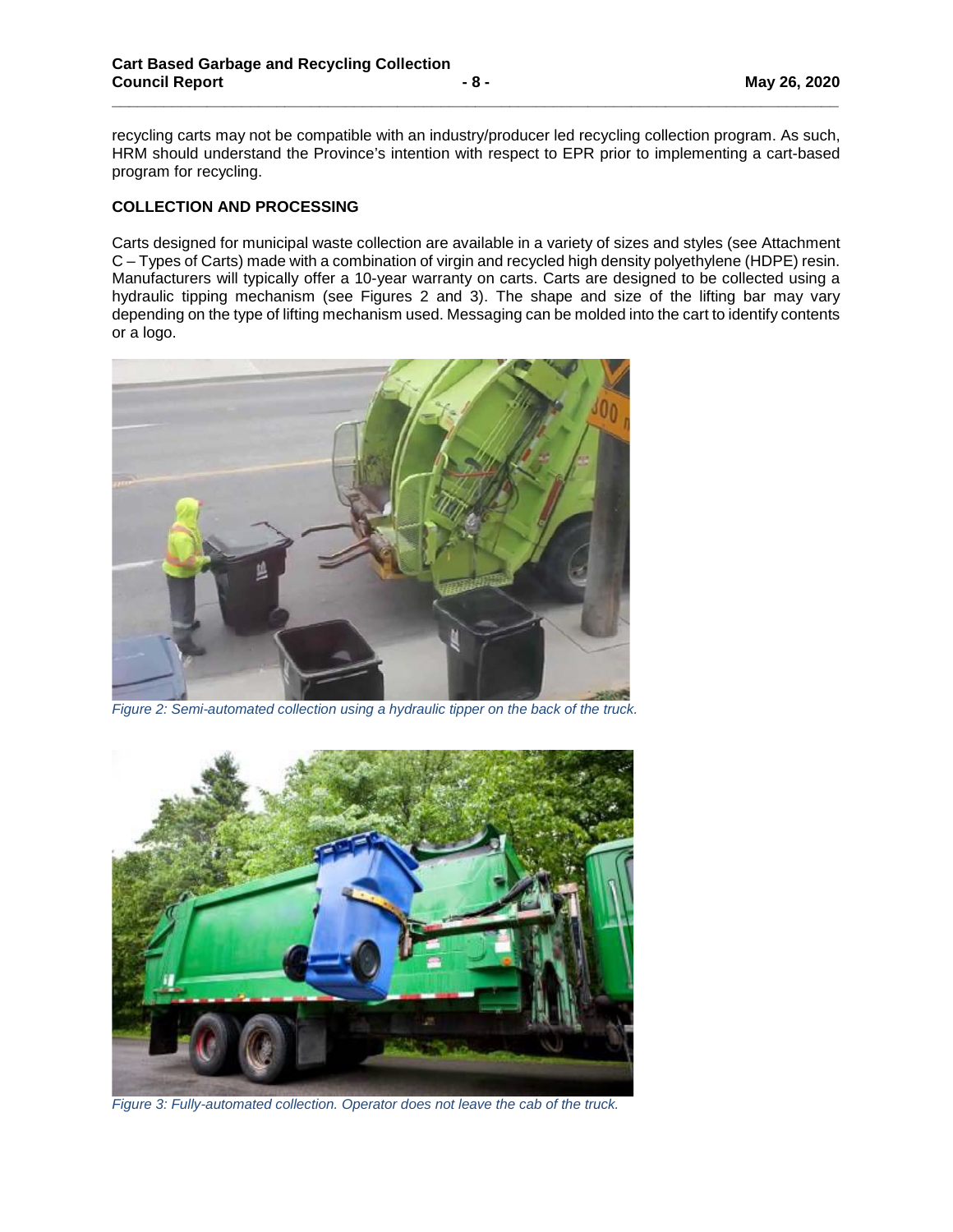recycling carts may not be compatible with an industry/producer led recycling collection program. As such, HRM should understand the Province's intention with respect to EPR prior to implementing a cart-based program for recycling.

## COLLECTION AND PROCESSING

Carts designed for municipal waste collection are available in a variety of sizes and styles (see Attachment C – Types of Carts) made with a combination of virgin and recycled high density polyethylene (HDPE) resin. Manufacturers will typically offer a 10-year warranty on carts. Carts are designed to be collected using a hydraulic tipping mechanism (see Figures 2 and 3). The shape and size of the lifting bar may vary depending on the type of lifting mechanism used. Messaging can be molded into the cart to identify contents or a logo.

*Figure 2: Semi-automated collection using a hydraulic tipper on the back of the truck.*

*Figure 3: Fully-automated collection. Operator does not leave the cab of the truck.*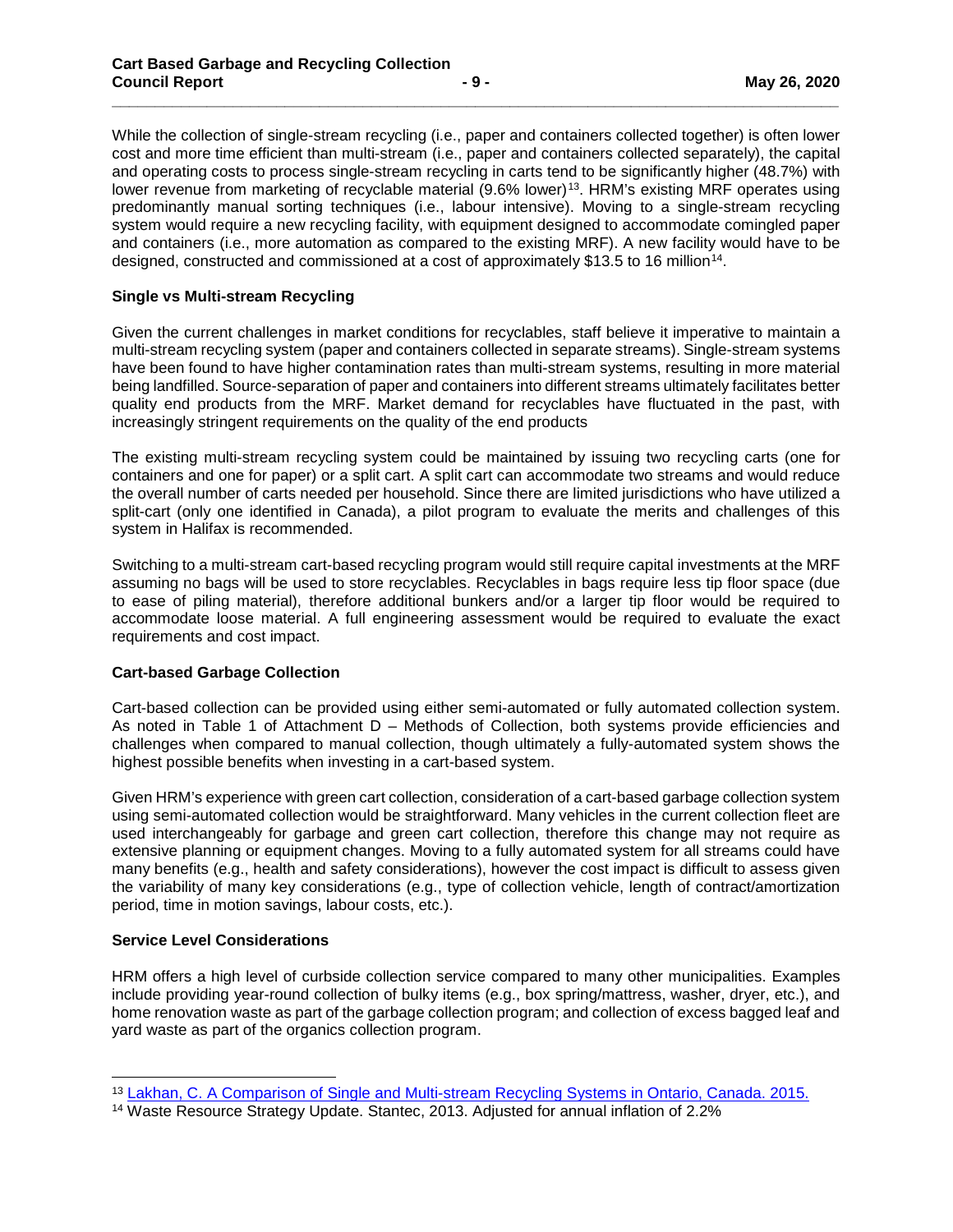While the collection of single-stream recycling (i.e., paper and containers collected together) is often lower cost and more time efficient than multi-stream (i.e., paper and containers collected separately), the capital and operating costs to process single-stream recycling in carts tend to be significantly higher (48.7%) with lower revenue from marketing of recyclable material (9.6% lower)[13]. HRM's existing MRF operates using predominantly manual sorting techniques (i.e., labour intensive). Moving to a single-stream recycling system would require a new recycling facility, with equipment designed to accommodate comingled paper and containers (i.e., more automation as compared to the existing MRF). A new facility would have to be designed, constructed and commissioned at a cost of approximately $13.5 to 16 million[14].

**Single vs Multi-stream Recycling**

Given the current challenges in market conditions for recyclables, staff believe it imperative to maintain a multi-stream recycling system (paper and containers collected in separate streams). Single-stream systems have been found to have higher contamination rates than multi-stream systems, resulting in more material being landfilled. Source-separation of paper and containers into different streams ultimately facilitates better quality end products from the MRF. Market demand for recyclables have fluctuated in the past, with increasingly stringent requirements on the quality of the end products

The existing multi-stream recycling system could be maintained by issuing two recycling carts (one for containers and one for paper) or a split cart. A split cart can accommodate two streams and would reduce the overall number of carts needed per household. Since there are limited jurisdictions who have utilized a split-cart (only one identified in Canada), a pilot program to evaluate the merits and challenges of this system in Halifax is recommended.

Switching to a multi-stream cart-based recycling program would still require capital investments at the MRF assuming no bags will be used to store recyclables. Recyclables in bags require less tip floor space (due to ease of piling material), therefore additional bunkers and/or a larger tip floor would be required to accommodate loose material. A full engineering assessment would be required to evaluate the exact requirements and cost impact.

**Cart-based Garbage Collection**

Cart-based collection can be provided using either semi-automated or fully automated collection system. As noted in Table 1 of Attachment D – Methods of Collection, both systems provide efficiencies and challenges when compared to manual collection, though ultimately a fully-automated system shows the highest possible benefits when investing in a cart-based system.

Given HRM's experience with green cart collection, consideration of a cart-based garbage collection system using semi-automated collection would be straightforward. Many vehicles in the current collection fleet are used interchangeably for garbage and green cart collection, therefore this change may not require as extensive planning or equipment changes. Moving to a fully automated system for all streams could have many benefits (e.g., health and safety considerations), however the cost impact is difficult to assess given the variability of many key considerations (e.g., type of collection vehicle, length of contract/amortization period, time in motion savings, labour costs, etc.).

**Service Level Considerations**

HRM offers a high level of curbside collection service compared to many other municipalities. Examples include providing year-round collection of bulky items (e.g., box spring/mattress, washer, dryer, etc.), and home renovation waste as part of the garbage collection program; and collection of excess bagged leaf and yard waste as part of the organics collection program.

---

[13] Lakhan, C. A Comparison of Single and Multi-stream Recycling Systems in Ontario, Canada. 2015.

[14] Waste Resource Strategy Update. Stantec, 2013. Adjusted for annual inflation of 2.2%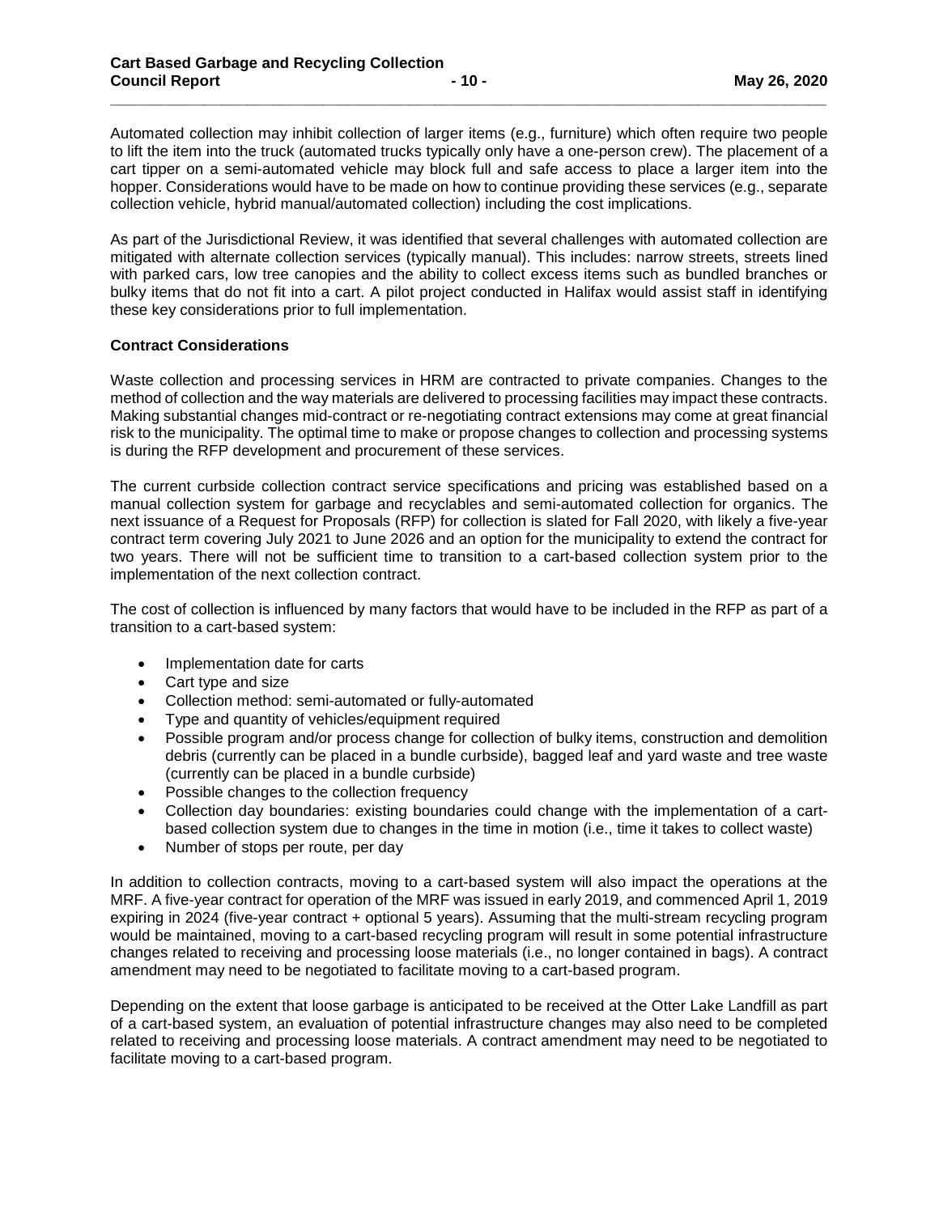Automated collection may inhibit collection of larger items (e.g., furniture) which often require two people to lift the item into the truck (automated trucks typically only have a one-person crew). The placement of a cart tipper on a semi-automated vehicle may block full and safe access to place a larger item into the hopper. Considerations would have to be made on how to continue providing these services (e.g., separate collection vehicle, hybrid manual/automated collection) including the cost implications.

As part of the Jurisdictional Review, it was identified that several challenges with automated collection are mitigated with alternate collection services (typically manual). This includes: narrow streets, streets lined with parked cars, low tree canopies and the ability to collect excess items such as bundled branches or bulky items that do not fit into a cart. A pilot project conducted in Halifax would assist staff in identifying these key considerations prior to full implementation.

**Contract Considerations**

Waste collection and processing services in HRM are contracted to private companies. Changes to the method of collection and the way materials are delivered to processing facilities may impact these contracts. Making substantial changes mid-contract or re-negotiating contract extensions may come at great financial risk to the municipality. The optimal time to make or propose changes to collection and processing systems is during the RFP development and procurement of these services.

The current curbside collection contract service specifications and pricing was established based on a manual collection system for garbage and recyclables and semi-automated collection for organics. The next issuance of a Request for Proposals (RFP) for collection is slated for Fall 2020, with likely a five-year contract term covering July 2021 to June 2026 and an option for the municipality to extend the contract for two years. There will not be sufficient time to transition to a cart-based collection system prior to the implementation of the next collection contract.

The cost of collection is influenced by many factors that would have to be included in the RFP as part of a transition to a cart-based system:

- Implementation date for carts
- Cart type and size
- Collection method: semi-automated or fully-automated
- Type and quantity of vehicles/equipment required
- Possible program and/or process change for collection of bulky items, construction and demolition debris (currently can be placed in a bundle curbside), bagged leaf and yard waste and tree waste (currently can be placed in a bundle curbside)
- Possible changes to the collection frequency
- Collection day boundaries: existing boundaries could change with the implementation of a cart-based collection system due to changes in the time in motion (i.e., time it takes to collect waste)
- Number of stops per route, per day

In addition to collection contracts, moving to a cart-based system will also impact the operations at the MRF. A five-year contract for operation of the MRF was issued in early 2019, and commenced April 1, 2019 expiring in 2024 (five-year contract + optional 5 years). Assuming that the multi-stream recycling program would be maintained, moving to a cart-based recycling program will result in some potential infrastructure changes related to receiving and processing loose materials (i.e., no longer contained in bags). A contract amendment may need to be negotiated to facilitate moving to a cart-based program.

Depending on the extent that loose garbage is anticipated to be received at the Otter Lake Landfill as part of a cart-based system, an evaluation of potential infrastructure changes may also need to be completed related to receiving and processing loose materials. A contract amendment may need to be negotiated to facilitate moving to a cart-based program.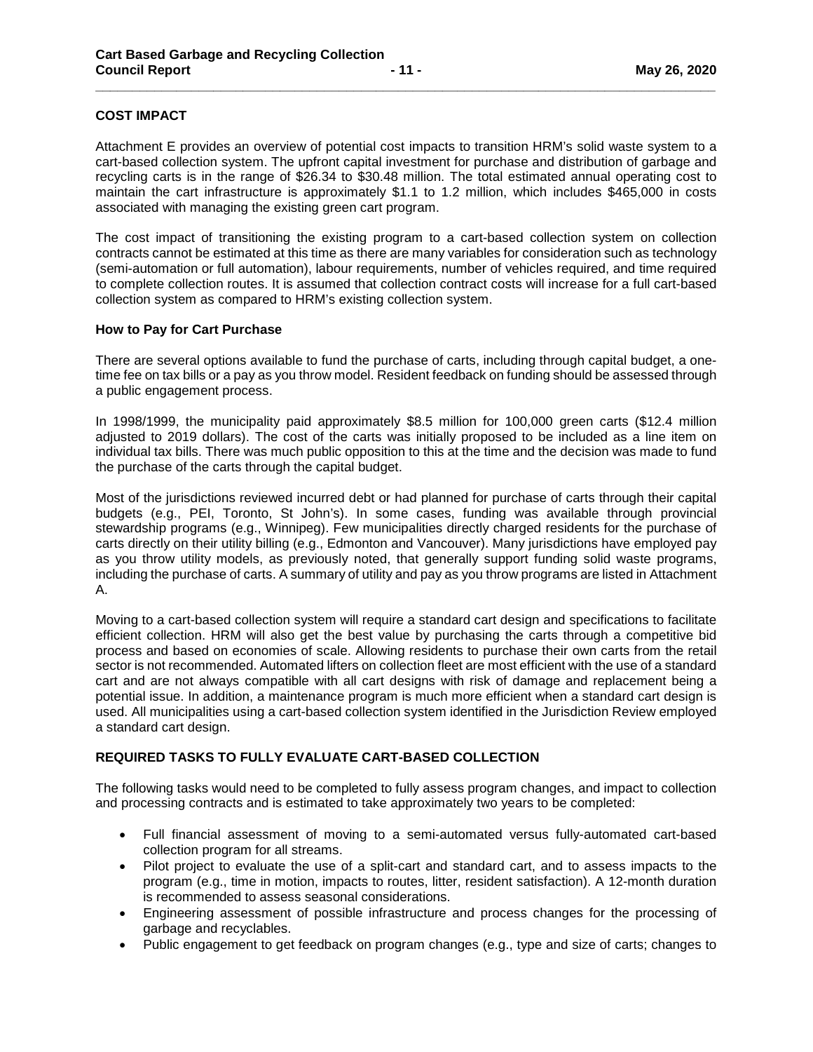## COST IMPACT

Attachment E provides an overview of potential cost impacts to transition HRM's solid waste system to a cart-based collection system. The upfront capital investment for purchase and distribution of garbage and recycling carts is in the range of $26.34 to $30.48 million. The total estimated annual operating cost to maintain the cart infrastructure is approximately $1.1 to 1.2 million, which includes $465,000 in costs associated with managing the existing green cart program.

The cost impact of transitioning the existing program to a cart-based collection system on collection contracts cannot be estimated at this time as there are many variables for consideration such as technology (semi-automation or full automation), labour requirements, number of vehicles required, and time required to complete collection routes. It is assumed that collection contract costs will increase for a full cart-based collection system as compared to HRM's existing collection system.

### How to Pay for Cart Purchase

There are several options available to fund the purchase of carts, including through capital budget, a one-time fee on tax bills or a pay as you throw model. Resident feedback on funding should be assessed through a public engagement process.

In 1998/1999, the municipality paid approximately $8.5 million for 100,000 green carts ($12.4 million adjusted to 2019 dollars). The cost of the carts was initially proposed to be included as a line item on individual tax bills. There was much public opposition to this at the time and the decision was made to fund the purchase of the carts through the capital budget.

Most of the jurisdictions reviewed incurred debt or had planned for purchase of carts through their capital budgets (e.g., PEI, Toronto, St John's). In some cases, funding was available through provincial stewardship programs (e.g., Winnipeg). Few municipalities directly charged residents for the purchase of carts directly on their utility billing (e.g., Edmonton and Vancouver). Many jurisdictions have employed pay as you throw utility models, as previously noted, that generally support funding solid waste programs, including the purchase of carts. A summary of utility and pay as you throw programs are listed in Attachment A.

Moving to a cart-based collection system will require a standard cart design and specifications to facilitate efficient collection. HRM will also get the best value by purchasing the carts through a competitive bid process and based on economies of scale. Allowing residents to purchase their own carts from the retail sector is not recommended. Automated lifters on collection fleet are most efficient with the use of a standard cart and are not always compatible with all cart designs with risk of damage and replacement being a potential issue. In addition, a maintenance program is much more efficient when a standard cart design is used. All municipalities using a cart-based collection system identified in the Jurisdiction Review employed a standard cart design.

## REQUIRED TASKS TO FULLY EVALUATE CART-BASED COLLECTION

The following tasks would need to be completed to fully assess program changes, and impact to collection and processing contracts and is estimated to take approximately two years to be completed:

- Full financial assessment of moving to a semi-automated versus fully-automated cart-based collection program for all streams.
- Pilot project to evaluate the use of a split-cart and standard cart, and to assess impacts to the program (e.g., time in motion, impacts to routes, litter, resident satisfaction). A 12-month duration is recommended to assess seasonal considerations.
- Engineering assessment of possible infrastructure and process changes for the processing of garbage and recyclables.
- Public engagement to get feedback on program changes (e.g., type and size of carts; changes to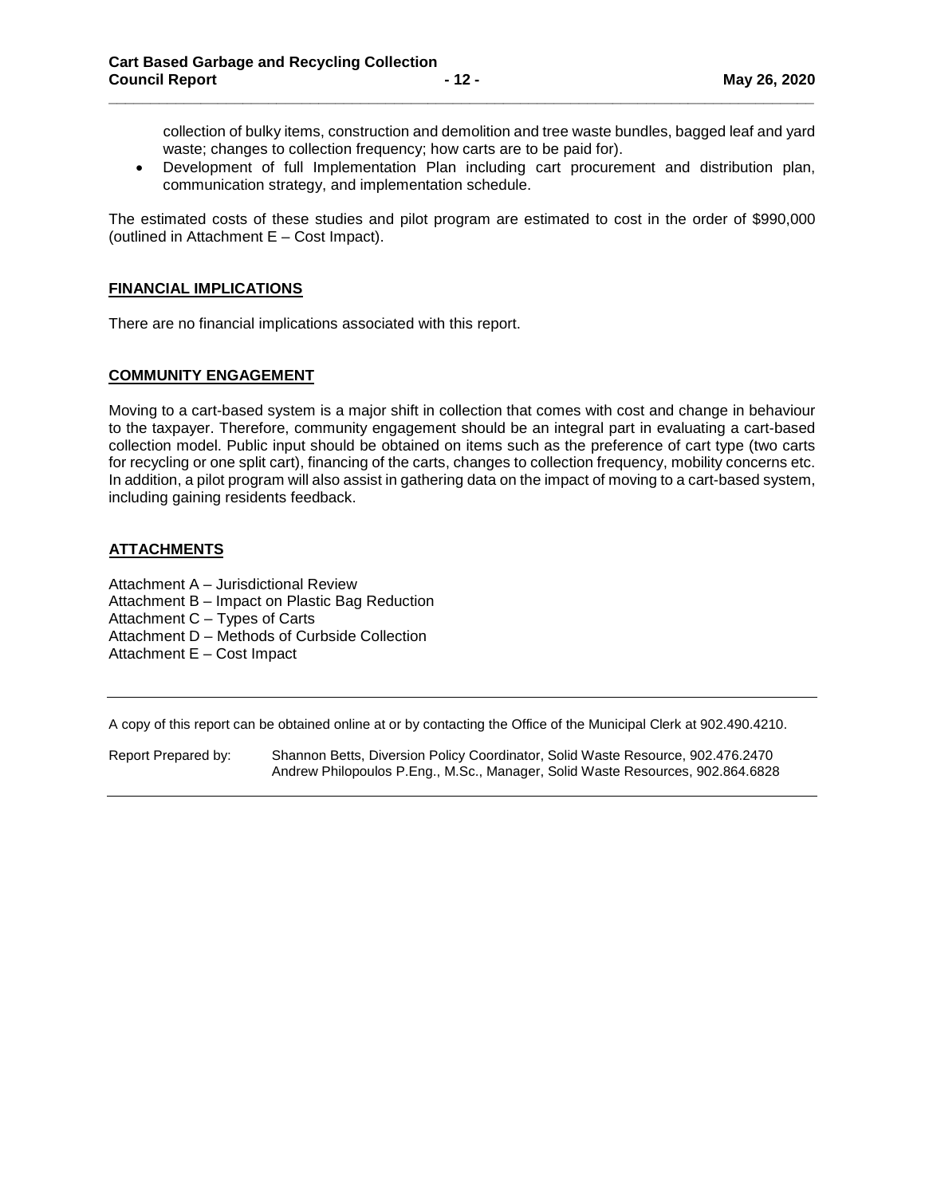collection of bulky items, construction and demolition and tree waste bundles, bagged leaf and yard waste; changes to collection frequency; how carts are to be paid for).

- Development of full Implementation Plan including cart procurement and distribution plan, communication strategy, and implementation schedule.

The estimated costs of these studies and pilot program are estimated to cost in the order of $990,000 (outlined in Attachment E – Cost Impact).

## FINANCIAL IMPLICATIONS

There are no financial implications associated with this report.

## COMMUNITY ENGAGEMENT

Moving to a cart-based system is a major shift in collection that comes with cost and change in behaviour to the taxpayer. Therefore, community engagement should be an integral part in evaluating a cart-based collection model. Public input should be obtained on items such as the preference of cart type (two carts for recycling or one split cart), financing of the carts, changes to collection frequency, mobility concerns etc. In addition, a pilot program will also assist in gathering data on the impact of moving to a cart-based system, including gaining residents feedback.

## ATTACHMENTS

Attachment A – Jurisdictional Review
Attachment B – Impact on Plastic Bag Reduction
Attachment C – Types of Carts
Attachment D – Methods of Curbside Collection
Attachment E – Cost Impact

---

A copy of this report can be obtained online at or by contacting the Office of the Municipal Clerk at 902.490.4210.

Report Prepared by: Shannon Betts, Diversion Policy Coordinator, Solid Waste Resource, 902.476.2470
Andrew Philopoulos P.Eng., M.Sc., Manager, Solid Waste Resources, 902.864.6828

---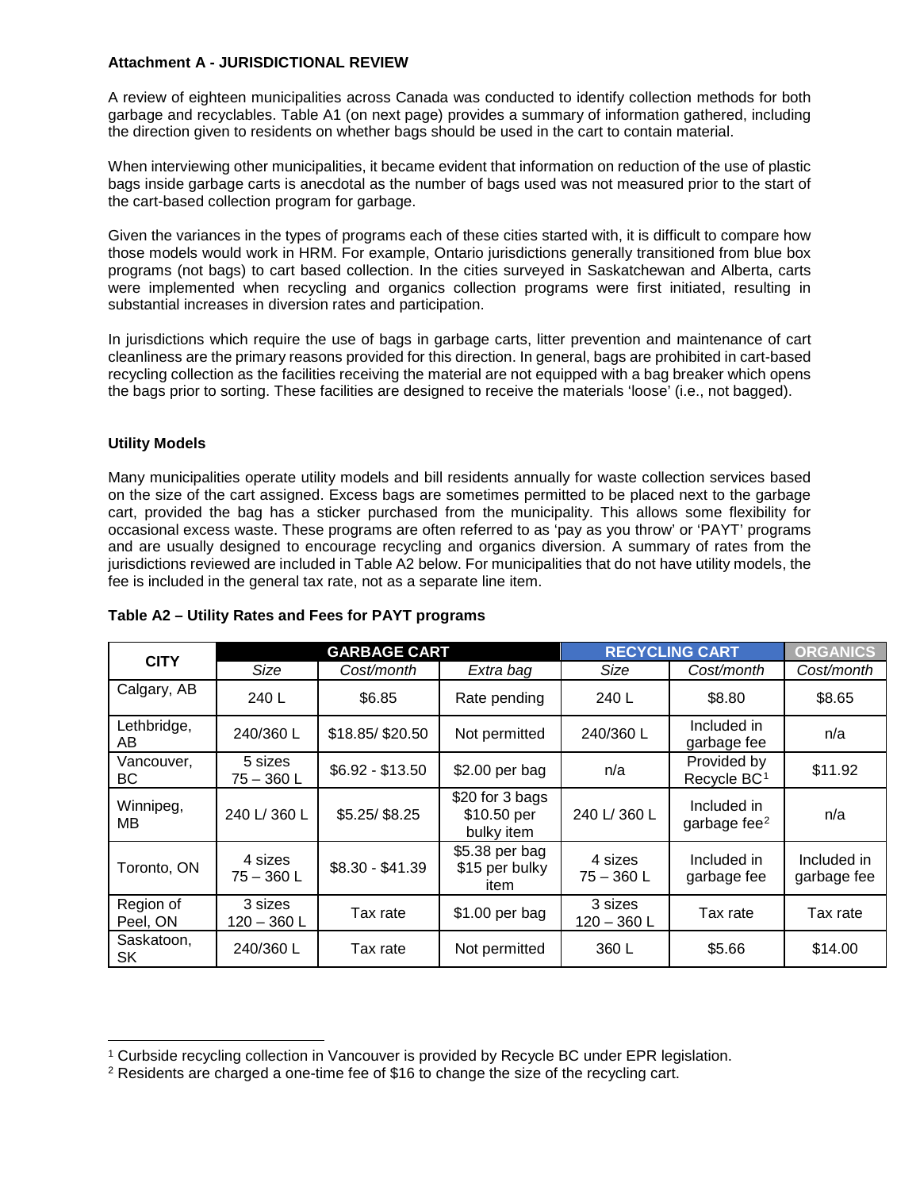**Attachment A - JURISDICTIONAL REVIEW**

A review of eighteen municipalities across Canada was conducted to identify collection methods for both garbage and recyclables. Table A1 (on next page) provides a summary of information gathered, including the direction given to residents on whether bags should be used in the cart to contain material.

When interviewing other municipalities, it became evident that information on reduction of the use of plastic bags inside garbage carts is anecdotal as the number of bags used was not measured prior to the start of the cart-based collection program for garbage.

Given the variances in the types of programs each of these cities started with, it is difficult to compare how those models would work in HRM. For example, Ontario jurisdictions generally transitioned from blue box programs (not bags) to cart based collection. In the cities surveyed in Saskatchewan and Alberta, carts were implemented when recycling and organics collection programs were first initiated, resulting in substantial increases in diversion rates and participation.

In jurisdictions which require the use of bags in garbage carts, litter prevention and maintenance of cart cleanliness are the primary reasons provided for this direction. In general, bags are prohibited in cart-based recycling collection as the facilities receiving the material are not equipped with a bag breaker which opens the bags prior to sorting. These facilities are designed to receive the materials 'loose' (i.e., not bagged).

**Utility Models**

Many municipalities operate utility models and bill residents annually for waste collection services based on the size of the cart assigned. Excess bags are sometimes permitted to be placed next to the garbage cart, provided the bag has a sticker purchased from the municipality. This allows some flexibility for occasional excess waste. These programs are often referred to as 'pay as you throw' or 'PAYT' programs and are usually designed to encourage recycling and organics diversion. A summary of rates from the jurisdictions reviewed are included in Table A2 below. For municipalities that do not have utility models, the fee is included in the general tax rate, not as a separate line item.

**Table A2 – Utility Rates and Fees for PAYT programs**

| CITY | GARBAGE CART | | | RECYCLING CART | | ORGANICS |
|---|---|---|---|---|---|---|
| | *Size* | *Cost/month* | *Extra bag* | *Size* | *Cost/month* | *Cost/month* |
| Calgary, AB | 240 L | $6.85 | Rate pending | 240 L | $8.80 | $8.65 |
| Lethbridge, AB | 240/360 L | $18.85/ $20.50 | Not permitted | 240/360 L | Included in garbage fee | n/a |
| Vancouver, BC | 5 sizes 75 – 360 L | $6.92 - $13.50 | $2.00 per bag | n/a | Provided by Recycle BC[1] | $11.92 |
| Winnipeg, MB | 240 L/ 360 L | $5.25/ $8.25 | $20 for 3 bags $10.50 per bulky item | 240 L/ 360 L | Included in garbage fee[2] | n/a |
| Toronto, ON | 4 sizes 75 – 360 L | $8.30 - $41.39 | $5.38 per bag $15 per bulky item | 4 sizes 75 – 360 L | Included in garbage fee | Included in garbage fee |
| Region of Peel, ON | 3 sizes 120 – 360 L | Tax rate | $1.00 per bag | 3 sizes 120 – 360 L | Tax rate | Tax rate |
| Saskatoon, SK | 240/360 L | Tax rate | Not permitted | 360 L | $5.66 | $14.00 |

[1] Curbside recycling collection in Vancouver is provided by Recycle BC under EPR legislation.

[2] Residents are charged a one-time fee of $16 to change the size of the recycling cart.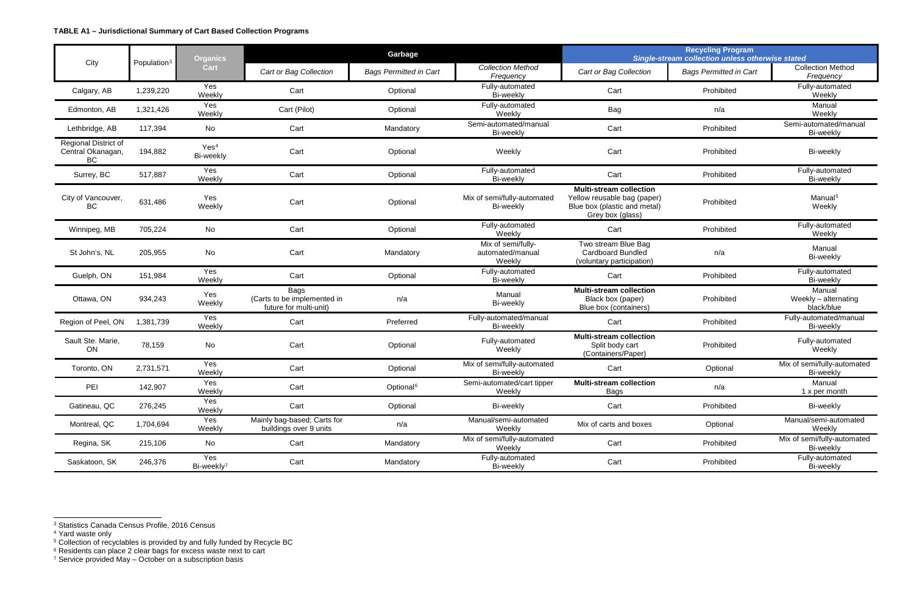**TABLE A1 – Jurisdictional Summary of Cart Based Collection Programs**

| City | Population[3] | Organics Cart | Garbage | | | Recycling Program *Single-stream collection unless otherwise stated* | | |
|---|---|---|---|---|---|---|---|---|
| | | | *Cart or Bag Collection* | *Bags Permitted in Cart* | *Collection Method Frequency* | *Cart or Bag Collection* | *Bags Permitted in Cart* | Collection Method *Frequency* |
| Calgary, AB | 1,239,220 | Yes Weekly | Cart | Optional | Fully-automated Bi-weekly | Cart | Prohibited | Fully-automated Weekly |
| Edmonton, AB | 1,321,426 | Yes Weekly | Cart (Pilot) | Optional | Fully-automated Weekly | Bag | n/a | Manual Weekly |
| Lethbridge, AB | 117,394 | No | Cart | Mandatory | Semi-automated/manual Bi-weekly | Cart | Prohibited | Semi-automated/manual Bi-weekly |
| Regional District of Central Okanagan, BC | 194,882 | Yes[4] Bi-weekly | Cart | Optional | Weekly | Cart | Prohibited | Bi-weekly |
| Surrey, BC | 517,887 | Yes Weekly | Cart | Optional | Fully-automated Bi-weekly | Cart | Prohibited | Fully-automated Bi-weekly |
| City of Vancouver, BC | 631,486 | Yes Weekly | Cart | Optional | Mix of semi/fully-automated Bi-weekly | **Multi-stream collection** Yellow reusable bag (paper) Blue box (plastic and metal) Grey box (glass) | Prohibited | Manual[5] Weekly |
| Winnipeg, MB | 705,224 | No | Cart | Optional | Fully-automated Weekly | Cart | Prohibited | Fully-automated Weekly |
| St John's, NL | 205,955 | No | Cart | Mandatory | Mix of semi/fully-automated/manual Weekly | Two stream Blue Bag Cardboard Bundled (voluntary participation) | n/a | Manual Bi-weekly |
| Guelph, ON | 151,984 | Yes Weekly | Cart | Optional | Fully-automated Bi-weekly | Cart | Prohibited | Fully-automated Bi-weekly |
| Ottawa, ON | 934,243 | Yes Weekly | Bags (Carts to be implemented in future for multi-unit) | n/a | Manual Bi-weekly | **Multi-stream collection** Black box (paper) Blue box (containers) | Prohibited | Manual Weekly – alternating black/blue |
| Region of Peel, ON | 1,381,739 | Yes Weekly | Cart | Preferred | Fully-automated/manual Bi-weekly | Cart | Prohibited | Fully-automated/manual Bi-weekly |
| Sault Ste. Marie, ON | 78,159 | No | Cart | Optional | Fully-automated Weekly | **Multi-stream collection** Split body cart (Containers/Paper) | Prohibited | Fully-automated Weekly |
| Toronto, ON | 2,731,571 | Yes Weekly | Cart | Optional | Mix of semi/fully-automated Bi-weekly | Cart | Optional | Mix of semi/fully-automated Bi-weekly |
| PEI | 142,907 | Yes Weekly | Cart | Optional[6] | Semi-automated/cart tipper Weekly | **Multi-stream collection** Bags | n/a | Manual 1 x per month |
| Gatineau, QC | 276,245 | Yes Weekly | Cart | Optional | Bi-weekly | Cart | Prohibited | Bi-weekly |
| Montreal, QC | 1,704,694 | Yes Weekly | Mainly bag-based; Carts for buildings over 9 units | n/a | Manual/semi-automated Weekly | Mix of carts and boxes | Optional | Manual/semi-automated Weekly |
| Regina, SK | 215,106 | No | Cart | Mandatory | Mix of semi/fully-automated Weekly | Cart | Prohibited | Mix of semi/fully-automated Bi-weekly |
| Saskatoon, SK | 246,376 | Yes Bi-weekly[7] | Cart | Mandatory | Fully-automated Bi-weekly | Cart | Prohibited | Fully-automated Bi-weekly |

[3] Statistics Canada Census Profile, 2016 Census

[4] Yard waste only

[5] Collection of recyclables is provided by and fully funded by Recycle BC

[6] Residents can place 2 clear bags for excess waste next to cart

[7] Service provided May – October on a subscription basis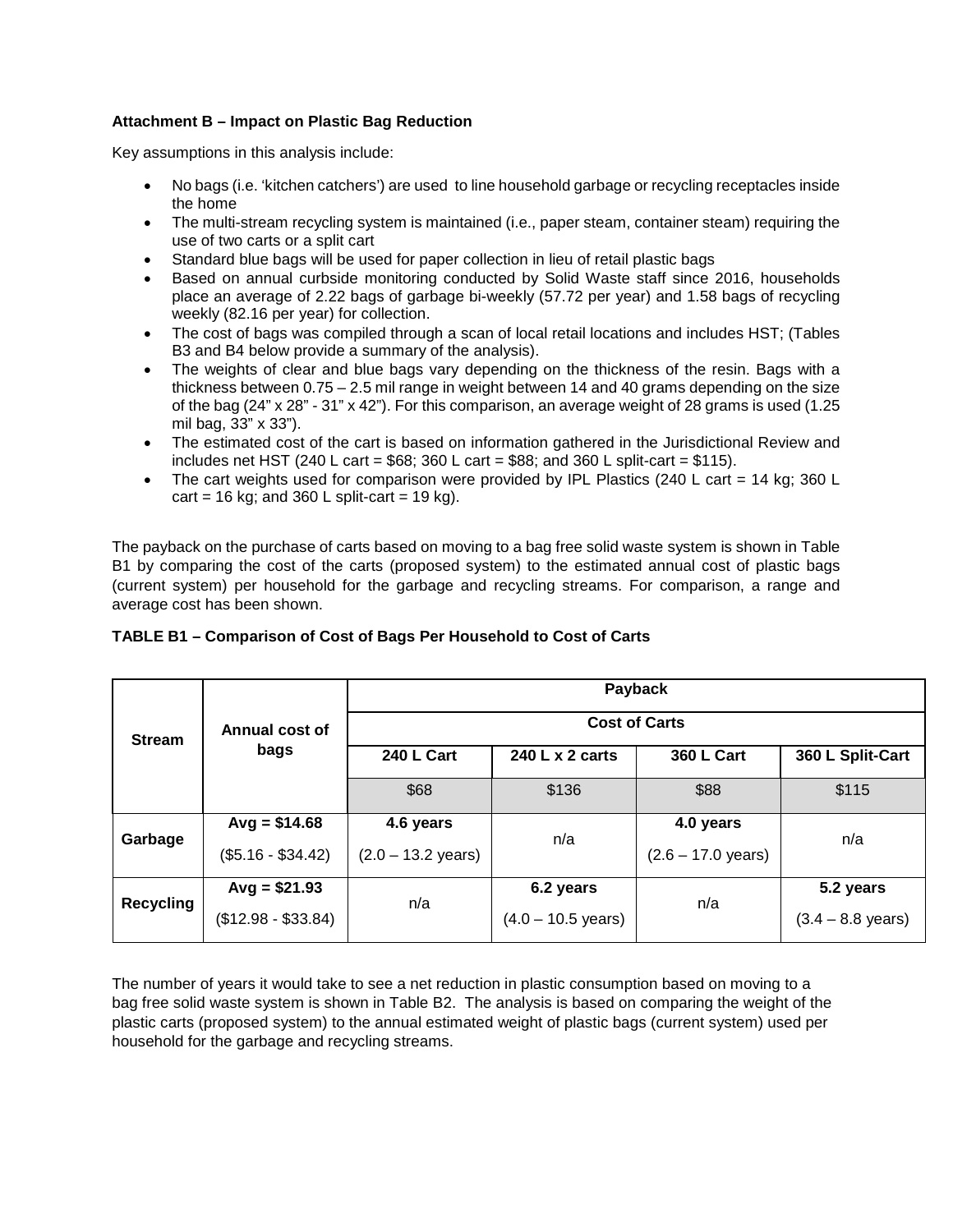**Attachment B – Impact on Plastic Bag Reduction**

Key assumptions in this analysis include:

- No bags (i.e. 'kitchen catchers') are used to line household garbage or recycling receptacles inside the home
- The multi-stream recycling system is maintained (i.e., paper steam, container steam) requiring the use of two carts or a split cart
- Standard blue bags will be used for paper collection in lieu of retail plastic bags
- Based on annual curbside monitoring conducted by Solid Waste staff since 2016, households place an average of 2.22 bags of garbage bi-weekly (57.72 per year) and 1.58 bags of recycling weekly (82.16 per year) for collection.
- The cost of bags was compiled through a scan of local retail locations and includes HST; (Tables B3 and B4 below provide a summary of the analysis).
- The weights of clear and blue bags vary depending on the thickness of the resin. Bags with a thickness between 0.75 – 2.5 mil range in weight between 14 and 40 grams depending on the size of the bag (24" x 28" - 31" x 42"). For this comparison, an average weight of 28 grams is used (1.25 mil bag, 33" x 33").
- The estimated cost of the cart is based on information gathered in the Jurisdictional Review and includes net HST (240 L cart = $68; 360 L cart = $88; and 360 L split-cart = $115).
- The cart weights used for comparison were provided by IPL Plastics (240 L cart = 14 kg; 360 L cart = 16 kg; and 360 L split-cart = 19 kg).

The payback on the purchase of carts based on moving to a bag free solid waste system is shown in Table B1 by comparing the cost of the carts (proposed system) to the estimated annual cost of plastic bags (current system) per household for the garbage and recycling streams. For comparison, a range and average cost has been shown.

**TABLE B1 – Comparison of Cost of Bags Per Household to Cost of Carts**

| Stream | Annual cost of bags | Payback | | | |
|---|---|---|---|---|---|
| | | Cost of Carts | | | |
| | | 240 L Cart | 240 L x 2 carts | 360 L Cart | 360 L Split-Cart |
| | | $68 | $136 | $88 | $115 |
| Garbage | Avg = $14.68 ($5.16 - $34.42) | 4.6 years (2.0 – 13.2 years) | n/a | 4.0 years (2.6 – 17.0 years) | n/a |
| Recycling | Avg = $21.93 ($12.98 - $33.84) | n/a | 6.2 years (4.0 – 10.5 years) | n/a | 5.2 years (3.4 – 8.8 years) |

The number of years it would take to see a net reduction in plastic consumption based on moving to a bag free solid waste system is shown in Table B2. The analysis is based on comparing the weight of the plastic carts (proposed system) to the annual estimated weight of plastic bags (current system) used per household for the garbage and recycling streams.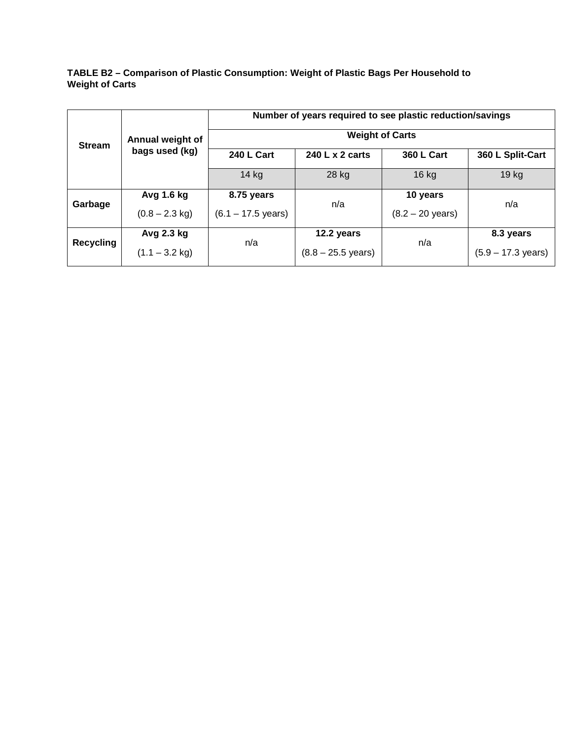**TABLE B2 – Comparison of Plastic Consumption: Weight of Plastic Bags Per Household to Weight of Carts**

| Stream | Annual weight of bags used (kg) | Number of years required to see plastic reduction/savings | | | |
|---|---|---|---|---|---|
| | | Weight of Carts | | | |
| | | 240 L Cart | 240 L x 2 carts | 360 L Cart | 360 L Split-Cart |
| | | 14 kg | 28 kg | 16 kg | 19 kg |
| **Garbage** | **Avg 1.6 kg** (0.8 – 2.3 kg) | **8.75 years** (6.1 – 17.5 years) | n/a | **10 years** (8.2 – 20 years) | n/a |
| **Recycling** | **Avg 2.3 kg** (1.1 – 3.2 kg) | n/a | **12.2 years** (8.8 – 25.5 years) | n/a | **8.3 years** (5.9 – 17.3 years) |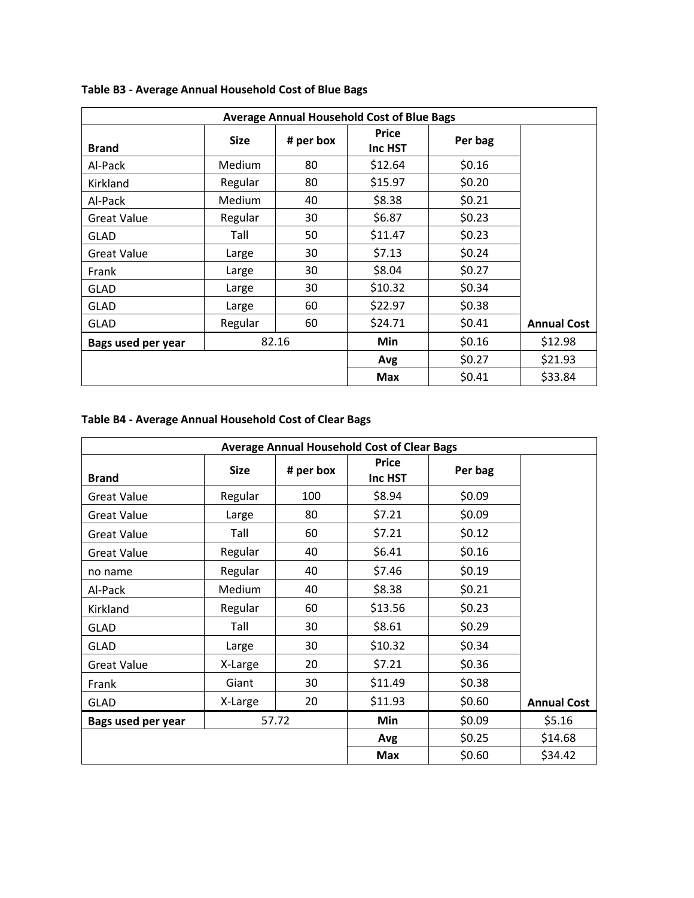**Table B3 - Average Annual Household Cost of Blue Bags**

| Average Annual Household Cost of Blue Bags | | | | | |
|---|---|---|---|---|---|
| **Brand** | **Size** | **# per box** | **Price Inc HST** | **Per bag** | |
| Al-Pack | Medium | 80 | $12.64 | $0.16 | |
| Kirkland | Regular | 80 | $15.97 | $0.20 | |
| Al-Pack | Medium | 40 | $8.38 | $0.21 | |
| Great Value | Regular | 30 | $6.87 | $0.23 | |
| GLAD | Tall | 50 | $11.47 | $0.23 | |
| Great Value | Large | 30 | $7.13 | $0.24 | |
| Frank | Large | 30 | $8.04 | $0.27 | |
| GLAD | Large | 30 | $10.32 | $0.34 | |
| GLAD | Large | 60 | $22.97 | $0.38 | |
| GLAD | Regular | 60 | $24.71 | $0.41 | **Annual Cost** |
| **Bags used per year** | 82.16 | | **Min** | $0.16 | $12.98 |
| | | | **Avg** | $0.27 | $21.93 |
| | | | **Max** | $0.41 | $33.84 |

**Table B4 - Average Annual Household Cost of Clear Bags**

| Average Annual Household Cost of Clear Bags | | | | | |
|---|---|---|---|---|---|
| **Brand** | **Size** | **# per box** | **Price Inc HST** | **Per bag** | |
| Great Value | Regular | 100 | $8.94 | $0.09 | |
| Great Value | Large | 80 | $7.21 | $0.09 | |
| Great Value | Tall | 60 | $7.21 | $0.12 | |
| Great Value | Regular | 40 | $6.41 | $0.16 | |
| no name | Regular | 40 | $7.46 | $0.19 | |
| Al-Pack | Medium | 40 | $8.38 | $0.21 | |
| Kirkland | Regular | 60 | $13.56 | $0.23 | |
| GLAD | Tall | 30 | $8.61 | $0.29 | |
| GLAD | Large | 30 | $10.32 | $0.34 | |
| Great Value | X-Large | 20 | $7.21 | $0.36 | |
| Frank | Giant | 30 | $11.49 | $0.38 | |
| GLAD | X-Large | 20 | $11.93 | $0.60 | **Annual Cost** |
| **Bags used per year** | 57.72 | | **Min** | $0.09 | $5.16 |
| | | | **Avg** | $0.25 | $14.68 |
| | | | **Max** | $0.60 | $34.42 |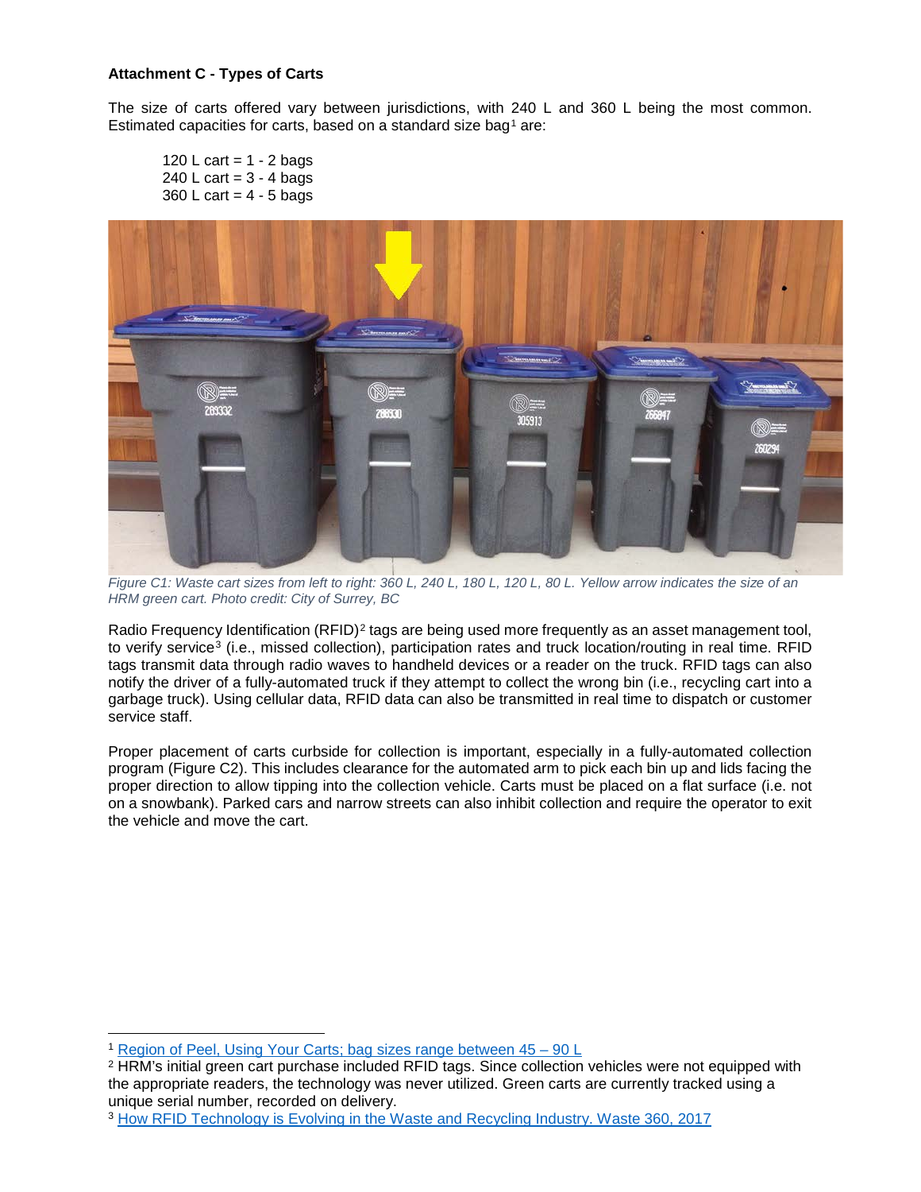**Attachment C - Types of Carts**

The size of carts offered vary between jurisdictions, with 240 L and 360 L being the most common. Estimated capacities for carts, based on a standard size bag[1] are:

120 L cart = 1 - 2 bags
240 L cart = 3 - 4 bags
360 L cart = 4 - 5 bags

*Figure C1: Waste cart sizes from left to right: 360 L, 240 L, 180 L, 120 L, 80 L. Yellow arrow indicates the size of an HRM green cart. Photo credit: City of Surrey, BC*

Radio Frequency Identification (RFID)[2] tags are being used more frequently as an asset management tool, to verify service[3] (i.e., missed collection), participation rates and truck location/routing in real time. RFID tags transmit data through radio waves to handheld devices or a reader on the truck. RFID tags can also notify the driver of a fully-automated truck if they attempt to collect the wrong bin (i.e., recycling cart into a garbage truck). Using cellular data, RFID data can also be transmitted in real time to dispatch or customer service staff.

Proper placement of carts curbside for collection is important, especially in a fully-automated collection program (Figure C2). This includes clearance for the automated arm to pick each bin up and lids facing the proper direction to allow tipping into the collection vehicle. Carts must be placed on a flat surface (i.e. not on a snowbank). Parked cars and narrow streets can also inhibit collection and require the operator to exit the vehicle and move the cart.

---

[1] Region of Peel, Using Your Carts; bag sizes range between 45 – 90 L

[2] HRM's initial green cart purchase included RFID tags. Since collection vehicles were not equipped with the appropriate readers, the technology was never utilized. Green carts are currently tracked using a unique serial number, recorded on delivery.

[3] How RFID Technology is Evolving in the Waste and Recycling Industry. Waste 360, 2017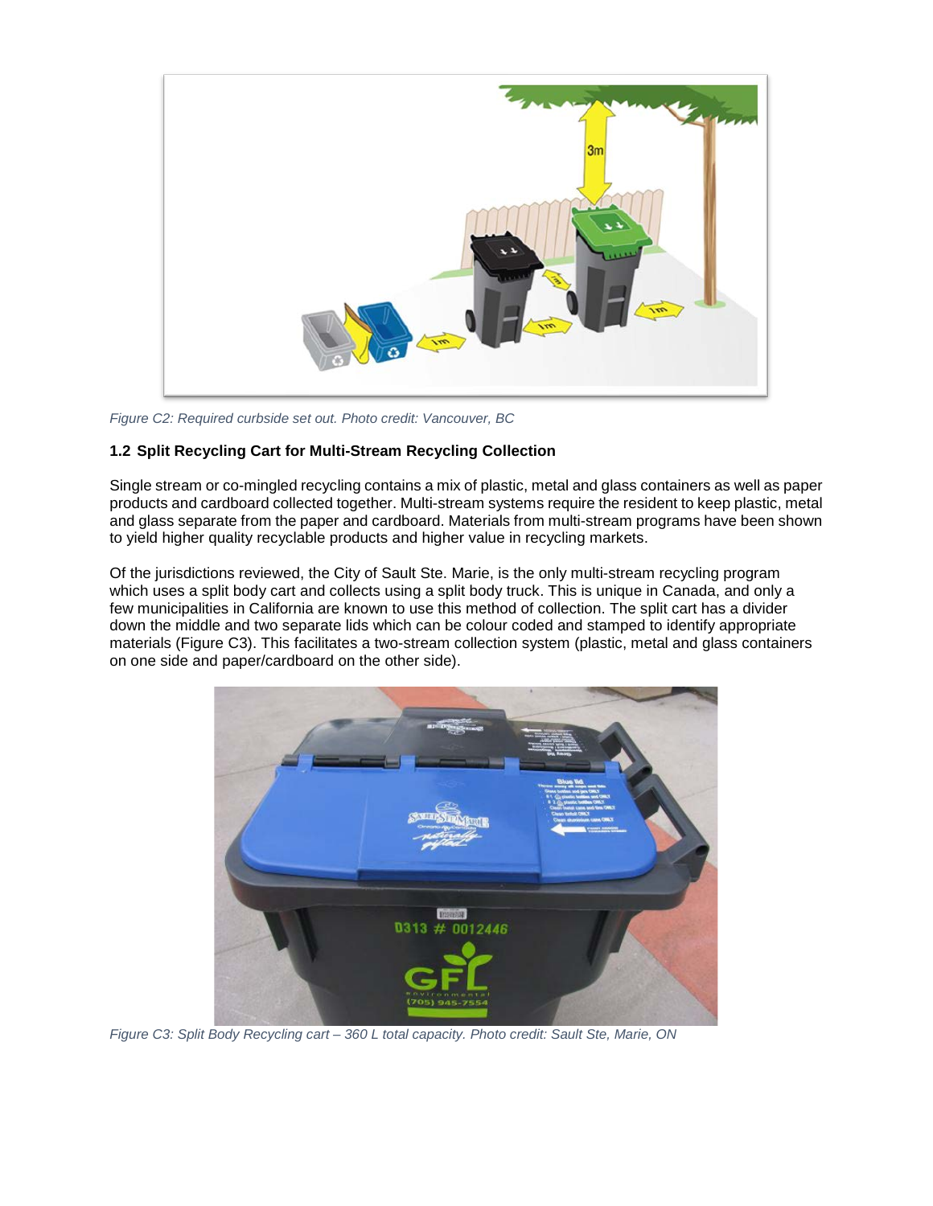*Figure C2: Required curbside set out. Photo credit: Vancouver, BC*

### 1.2 Split Recycling Cart for Multi-Stream Recycling Collection

Single stream or co-mingled recycling contains a mix of plastic, metal and glass containers as well as paper products and cardboard collected together. Multi-stream systems require the resident to keep plastic, metal and glass separate from the paper and cardboard. Materials from multi-stream programs have been shown to yield higher quality recyclable products and higher value in recycling markets.

Of the jurisdictions reviewed, the City of Sault Ste. Marie, is the only multi-stream recycling program which uses a split body cart and collects using a split body truck. This is unique in Canada, and only a few municipalities in California are known to use this method of collection. The split cart has a divider down the middle and two separate lids which can be colour coded and stamped to identify appropriate materials (Figure C3). This facilitates a two-stream collection system (plastic, metal and glass containers on one side and paper/cardboard on the other side).

*Figure C3: Split Body Recycling cart – 360 L total capacity. Photo credit: Sault Ste, Marie, ON*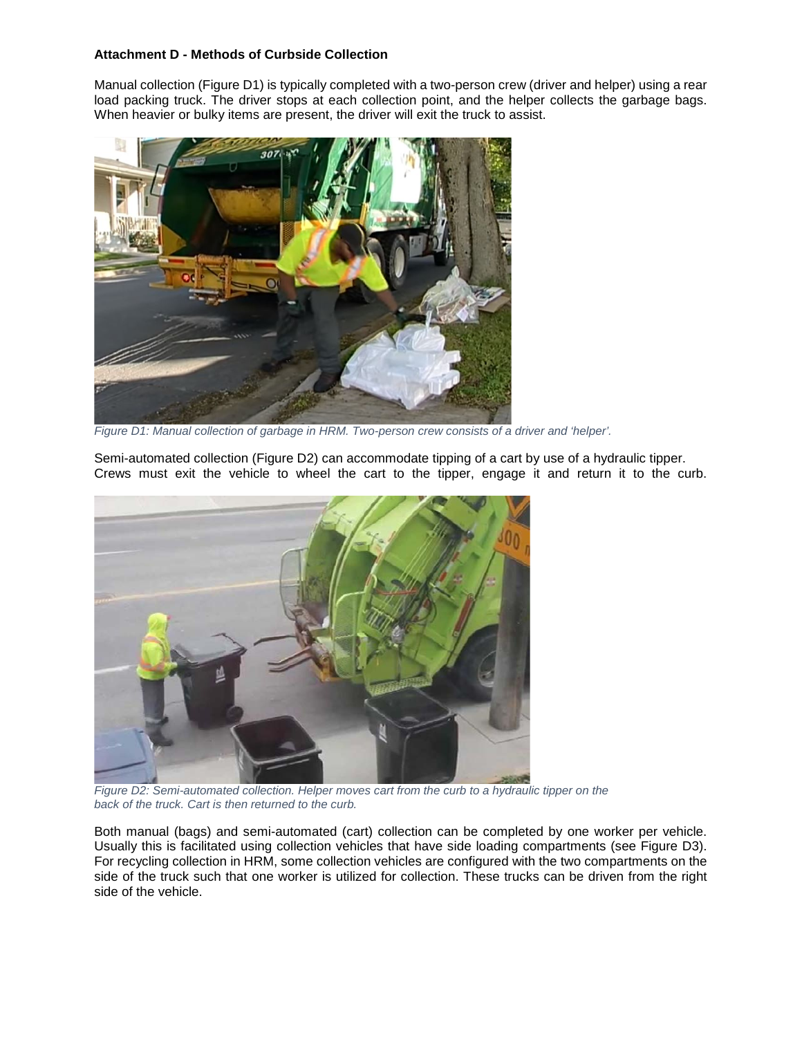**Attachment D - Methods of Curbside Collection**

Manual collection (Figure D1) is typically completed with a two-person crew (driver and helper) using a rear load packing truck. The driver stops at each collection point, and the helper collects the garbage bags. When heavier or bulky items are present, the driver will exit the truck to assist.

*Figure D1: Manual collection of garbage in HRM. Two-person crew consists of a driver and 'helper'.*

Semi-automated collection (Figure D2) can accommodate tipping of a cart by use of a hydraulic tipper. Crews must exit the vehicle to wheel the cart to the tipper, engage it and return it to the curb.

*Figure D2: Semi-automated collection. Helper moves cart from the curb to a hydraulic tipper on the back of the truck. Cart is then returned to the curb.*

Both manual (bags) and semi-automated (cart) collection can be completed by one worker per vehicle. Usually this is facilitated using collection vehicles that have side loading compartments (see Figure D3). For recycling collection in HRM, some collection vehicles are configured with the two compartments on the side of the truck such that one worker is utilized for collection. These trucks can be driven from the right side of the vehicle.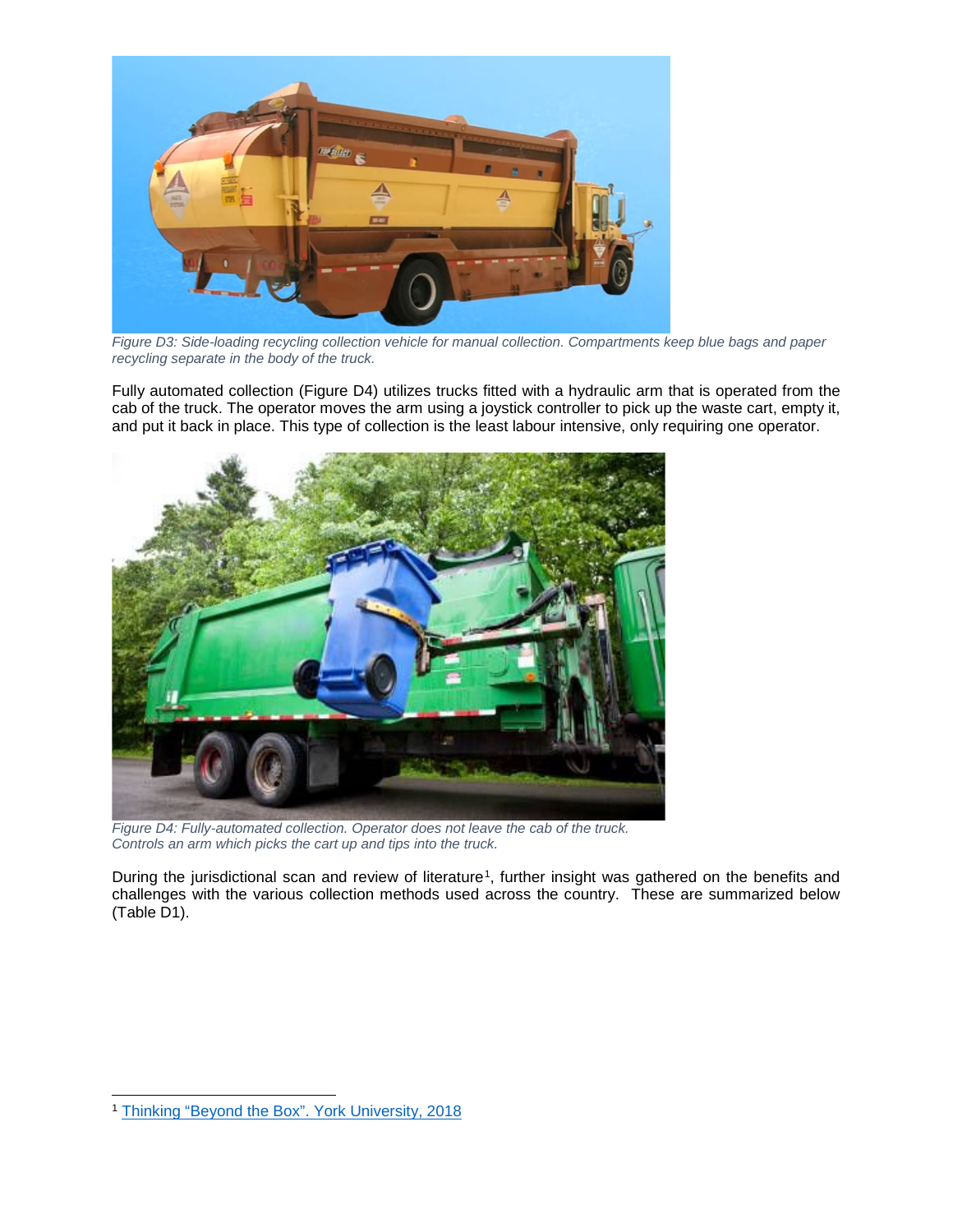Figure D3: Side-loading recycling collection vehicle for manual collection. Compartments keep blue bags and paper recycling separate in the body of the truck.

Fully automated collection (Figure D4) utilizes trucks fitted with a hydraulic arm that is operated from the cab of the truck. The operator moves the arm using a joystick controller to pick up the waste cart, empty it, and put it back in place. This type of collection is the least labour intensive, only requiring one operator.

Figure D4: Fully-automated collection. Operator does not leave the cab of the truck. Controls an arm which picks the cart up and tips into the truck.

During the jurisdictional scan and review of literature[1], further insight was gathered on the benefits and challenges with the various collection methods used across the country. These are summarized below (Table D1).

[1] Thinking "Beyond the Box". York University, 2018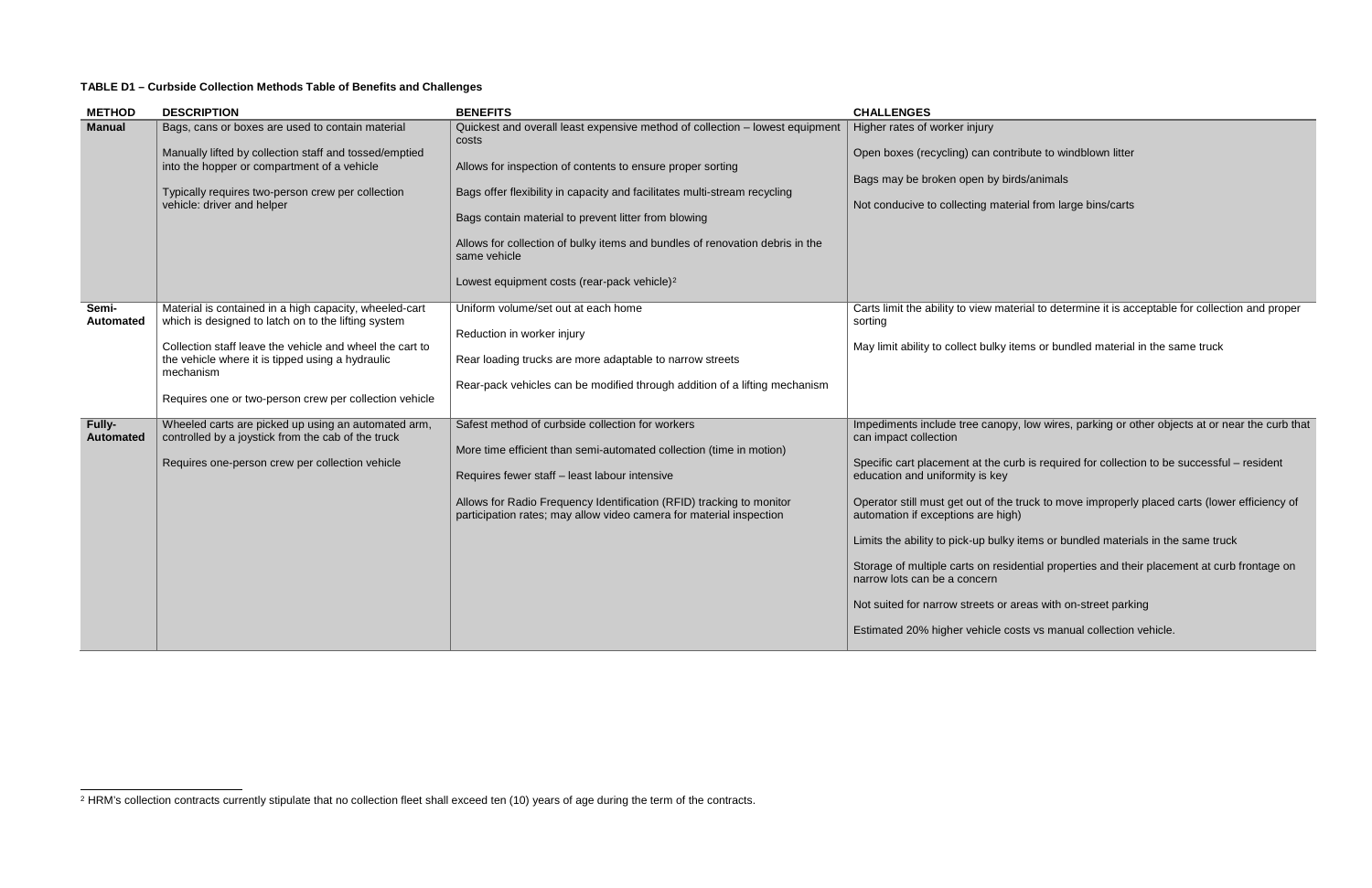**TABLE D1 – Curbside Collection Methods Table of Benefits and Challenges**

| METHOD | DESCRIPTION | BENEFITS | CHALLENGES |
|---|---|---|---|
| **Manual** | Bags, cans or boxes are used to contain material<br><br>Manually lifted by collection staff and tossed/emptied into the hopper or compartment of a vehicle<br><br>Typically requires two-person crew per collection vehicle: driver and helper | Quickest and overall least expensive method of collection – lowest equipment costs<br><br>Allows for inspection of contents to ensure proper sorting<br><br>Bags offer flexibility in capacity and facilitates multi-stream recycling<br><br>Bags contain material to prevent litter from blowing<br><br>Allows for collection of bulky items and bundles of renovation debris in the same vehicle<br><br>Lowest equipment costs (rear-pack vehicle)[2] | Higher rates of worker injury<br><br>Open boxes (recycling) can contribute to windblown litter<br><br>Bags may be broken open by birds/animals<br><br>Not conducive to collecting material from large bins/carts |
| **Semi-Automated** | Material is contained in a high capacity, wheeled-cart which is designed to latch on to the lifting system<br><br>Collection staff leave the vehicle and wheel the cart to the vehicle where it is tipped using a hydraulic mechanism<br><br>Requires one or two-person crew per collection vehicle | Uniform volume/set out at each home<br><br>Reduction in worker injury<br><br>Rear loading trucks are more adaptable to narrow streets<br><br>Rear-pack vehicles can be modified through addition of a lifting mechanism | Carts limit the ability to view material to determine it is acceptable for collection and proper sorting<br><br>May limit ability to collect bulky items or bundled material in the same truck |
| **Fully-Automated** | Wheeled carts are picked up using an automated arm, controlled by a joystick from the cab of the truck<br><br>Requires one-person crew per collection vehicle | Safest method of curbside collection for workers<br><br>More time efficient than semi-automated collection (time in motion)<br><br>Requires fewer staff – least labour intensive<br><br>Allows for Radio Frequency Identification (RFID) tracking to monitor participation rates; may allow video camera for material inspection | Impediments include tree canopy, low wires, parking or other objects at or near the curb that can impact collection<br><br>Specific cart placement at the curb is required for collection to be successful – resident education and uniformity is key<br><br>Operator still must get out of the truck to move improperly placed carts (lower efficiency of automation if exceptions are high)<br><br>Limits the ability to pick-up bulky items or bundled materials in the same truck<br><br>Storage of multiple carts on residential properties and their placement at curb frontage on narrow lots can be a concern<br><br>Not suited for narrow streets or areas with on-street parking<br><br>Estimated 20% higher vehicle costs vs manual collection vehicle. |

[2] HRM's collection contracts currently stipulate that no collection fleet shall exceed ten (10) years of age during the term of the contracts.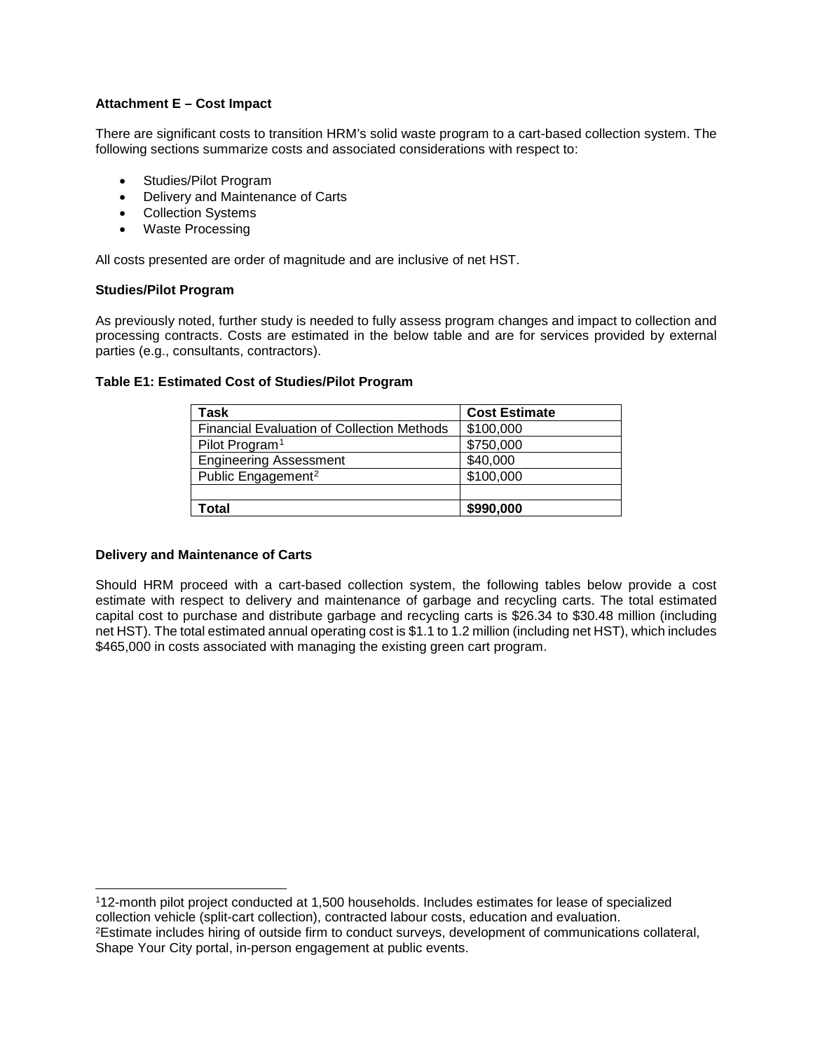**Attachment E – Cost Impact**

There are significant costs to transition HRM's solid waste program to a cart-based collection system. The following sections summarize costs and associated considerations with respect to:

- Studies/Pilot Program
- Delivery and Maintenance of Carts
- Collection Systems
- Waste Processing

All costs presented are order of magnitude and are inclusive of net HST.

**Studies/Pilot Program**

As previously noted, further study is needed to fully assess program changes and impact to collection and processing contracts. Costs are estimated in the below table and are for services provided by external parties (e.g., consultants, contractors).

**Table E1: Estimated Cost of Studies/Pilot Program**

| Task | Cost Estimate |
|---|---|
| Financial Evaluation of Collection Methods | $100,000 |
| Pilot Program[1] | $750,000 |
| Engineering Assessment | $40,000 |
| Public Engagement[2] | $100,000 |
| | |
| **Total** | **$990,000** |

**Delivery and Maintenance of Carts**

Should HRM proceed with a cart-based collection system, the following tables below provide a cost estimate with respect to delivery and maintenance of garbage and recycling carts. The total estimated capital cost to purchase and distribute garbage and recycling carts is $26.34 to $30.48 million (including net HST). The total estimated annual operating cost is $1.1 to 1.2 million (including net HST), which includes $465,000 in costs associated with managing the existing green cart program.

---

[1] 12-month pilot project conducted at 1,500 households. Includes estimates for lease of specialized collection vehicle (split-cart collection), contracted labour costs, education and evaluation.

[2] Estimate includes hiring of outside firm to conduct surveys, development of communications collateral, Shape Your City portal, in-person engagement at public events.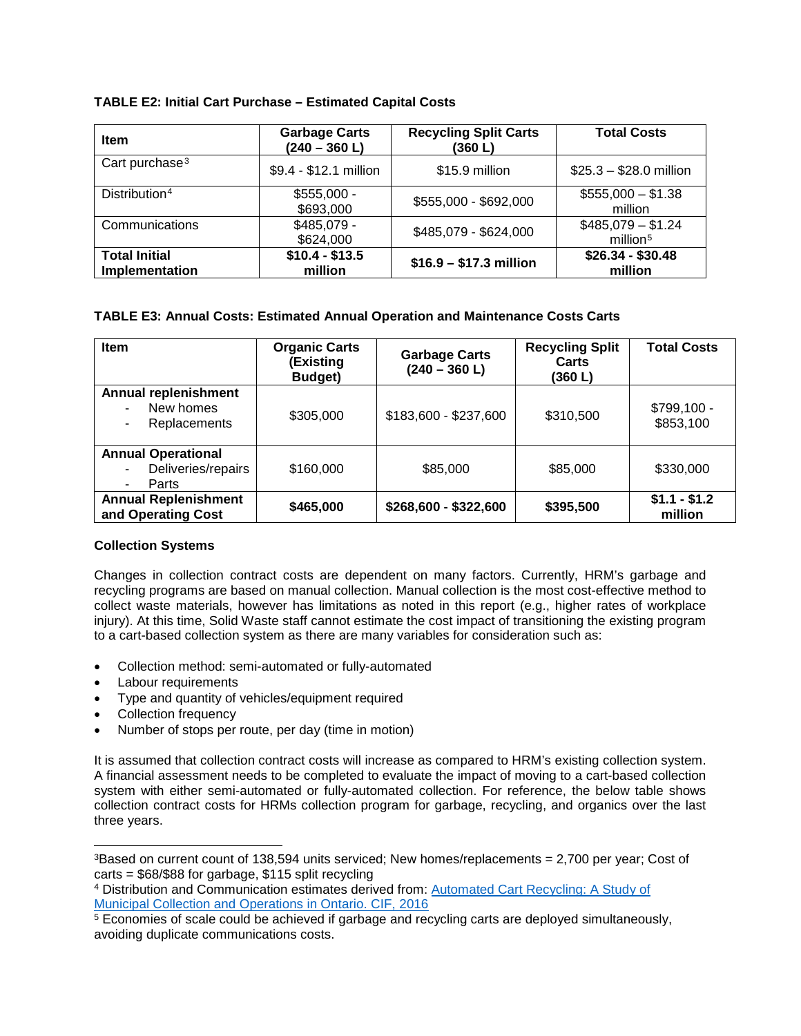**TABLE E2: Initial Cart Purchase – Estimated Capital Costs**

| Item | Garbage Carts (240 – 360 L) | Recycling Split Carts (360 L) | Total Costs |
|---|---|---|---|
| Cart purchase[3] | $9.4 - $12.1 million | $15.9 million | $25.3 – $28.0 million |
| Distribution[4] | $555,000 - $693,000 | $555,000 - $692,000 | $555,000 – $1.38 million |
| Communications | $485,079 - $624,000 | $485,079 - $624,000 | $485,079 – $1.24 million[5] |
| **Total Initial Implementation** | **$10.4 - $13.5 million** | **$16.9 – $17.3 million** | **$26.34 - $30.48 million** |

**TABLE E3: Annual Costs: Estimated Annual Operation and Maintenance Costs Carts**

| Item | Organic Carts (Existing Budget) | Garbage Carts (240 – 360 L) | Recycling Split Carts (360 L) | Total Costs |
|---|---|---|---|---|
| **Annual replenishment**<br>- New homes<br>- Replacements | $305,000 | $183,600 - $237,600 | $310,500 | $799,100 - $853,100 |
| **Annual Operational**<br>- Deliveries/repairs<br>- Parts | $160,000 | $85,000 | $85,000 | $330,000 |
| **Annual Replenishment and Operating Cost** | **$465,000** | **$268,600 - $322,600** | **$395,500** | **$1.1 - $1.2 million** |

**Collection Systems**

Changes in collection contract costs are dependent on many factors. Currently, HRM's garbage and recycling programs are based on manual collection. Manual collection is the most cost-effective method to collect waste materials, however has limitations as noted in this report (e.g., higher rates of workplace injury). At this time, Solid Waste staff cannot estimate the cost impact of transitioning the existing program to a cart-based collection system as there are many variables for consideration such as:

- Collection method: semi-automated or fully-automated
- Labour requirements
- Type and quantity of vehicles/equipment required
- Collection frequency
- Number of stops per route, per day (time in motion)

It is assumed that collection contract costs will increase as compared to HRM's existing collection system. A financial assessment needs to be completed to evaluate the impact of moving to a cart-based collection system with either semi-automated or fully-automated collection. For reference, the below table shows collection contract costs for HRMs collection program for garbage, recycling, and organics over the last three years.

---

[3]Based on current count of 138,594 units serviced; New homes/replacements = 2,700 per year; Cost of carts = $68/$88 for garbage, $115 split recycling

[4] Distribution and Communication estimates derived from: Automated Cart Recycling: A Study of Municipal Collection and Operations in Ontario. CIF, 2016

[5] Economies of scale could be achieved if garbage and recycling carts are deployed simultaneously, avoiding duplicate communications costs.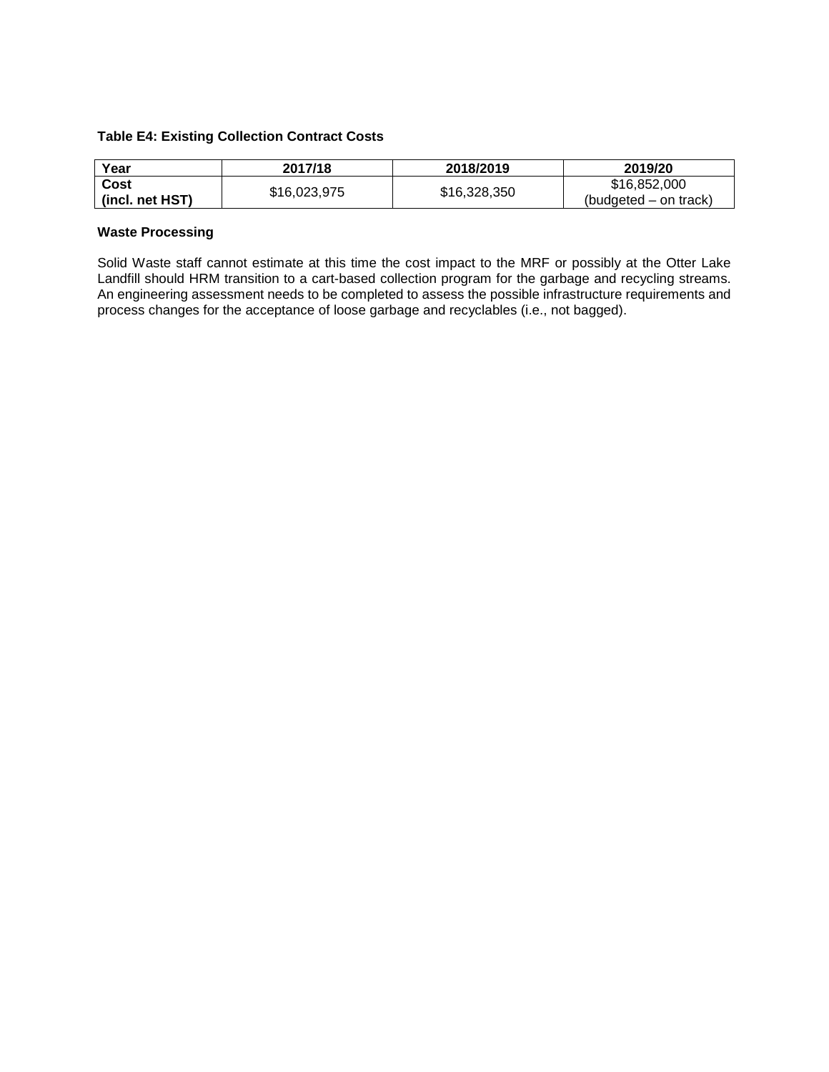**Table E4: Existing Collection Contract Costs**

| Year | 2017/18 | 2018/2019 | 2019/20 |
|---|---|---|---|
| **Cost (incl. net HST)** | $16,023,975 | $16,328,350 | $16,852,000 (budgeted – on track) |

**Waste Processing**

Solid Waste staff cannot estimate at this time the cost impact to the MRF or possibly at the Otter Lake Landfill should HRM transition to a cart-based collection program for the garbage and recycling streams. An engineering assessment needs to be completed to assess the possible infrastructure requirements and process changes for the acceptance of loose garbage and recyclables (i.e., not bagged).